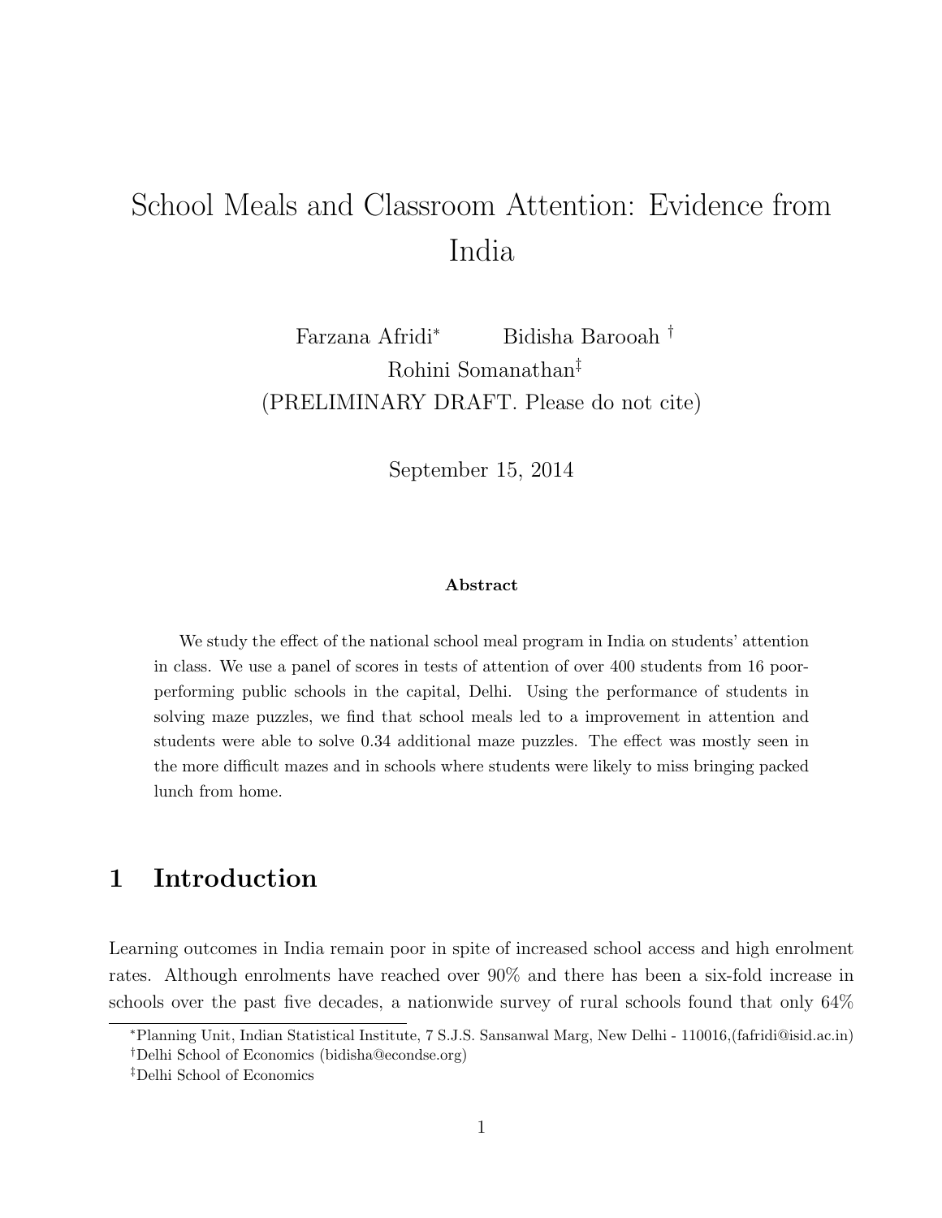# School Meals and Classroom Attention: Evidence from India

Farzana Afridi[*] Bidisha Barooah[†]
Rohini Somanathan[‡]
(PRELIMINARY DRAFT. Please do not cite)

September 15, 2014

### Abstract

We study the effect of the national school meal program in India on students' attention in class. We use a panel of scores in tests of attention of over 400 students from 16 poor-performing public schools in the capital, Delhi. Using the performance of students in solving maze puzzles, we find that school meals led to a improvement in attention and students were able to solve 0.34 additional maze puzzles. The effect was mostly seen in the more difficult mazes and in schools where students were likely to miss bringing packed lunch from home.

## 1 Introduction

Learning outcomes in India remain poor in spite of increased school access and high enrolment rates. Although enrolments have reached over 90% and there has been a six-fold increase in schools over the past five decades, a nationwide survey of rural schools found that only 64%

---

[*] Planning Unit, Indian Statistical Institute, 7 S.J.S. Sansanwal Marg, New Delhi - 110016,(fafridi@isid.ac.in)

[†] Delhi School of Economics (bidisha@econdse.org)

[‡] Delhi School of Economics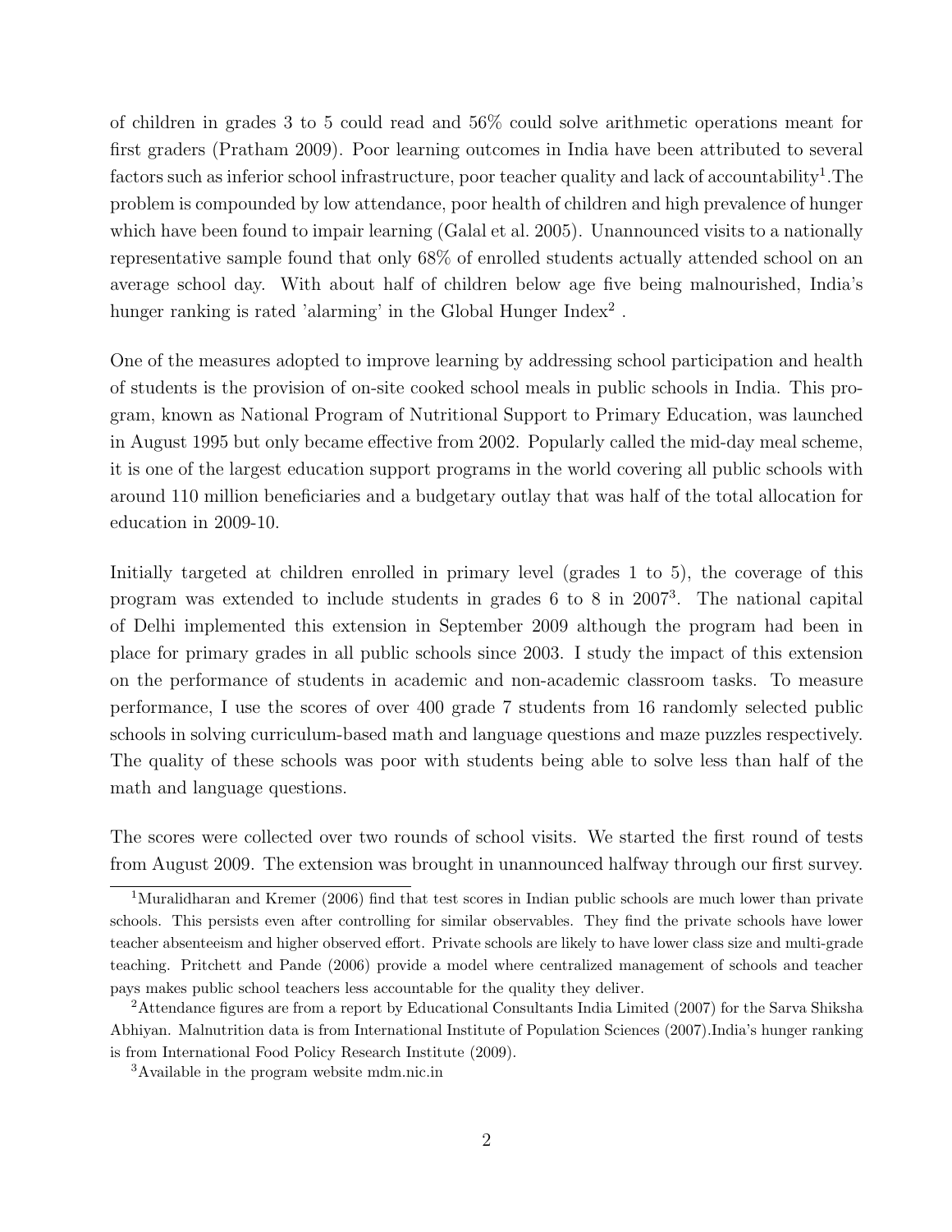of children in grades 3 to 5 could read and 56% could solve arithmetic operations meant for first graders (Pratham 2009). Poor learning outcomes in India have been attributed to several factors such as inferior school infrastructure, poor teacher quality and lack of accountability[1].The problem is compounded by low attendance, poor health of children and high prevalence of hunger which have been found to impair learning (Galal et al. 2005). Unannounced visits to a nationally representative sample found that only 68% of enrolled students actually attended school on an average school day. With about half of children below age five being malnourished, India's hunger ranking is rated 'alarming' in the Global Hunger Index[2] .

One of the measures adopted to improve learning by addressing school participation and health of students is the provision of on-site cooked school meals in public schools in India. This program, known as National Program of Nutritional Support to Primary Education, was launched in August 1995 but only became effective from 2002. Popularly called the mid-day meal scheme, it is one of the largest education support programs in the world covering all public schools with around 110 million beneficiaries and a budgetary outlay that was half of the total allocation for education in 2009-10.

Initially targeted at children enrolled in primary level (grades 1 to 5), the coverage of this program was extended to include students in grades 6 to 8 in 2007[3]. The national capital of Delhi implemented this extension in September 2009 although the program had been in place for primary grades in all public schools since 2003. I study the impact of this extension on the performance of students in academic and non-academic classroom tasks. To measure performance, I use the scores of over 400 grade 7 students from 16 randomly selected public schools in solving curriculum-based math and language questions and maze puzzles respectively. The quality of these schools was poor with students being able to solve less than half of the math and language questions.

The scores were collected over two rounds of school visits. We started the first round of tests from August 2009. The extension was brought in unannounced halfway through our first survey.

[1] Muralidharan and Kremer (2006) find that test scores in Indian public schools are much lower than private schools. This persists even after controlling for similar observables. They find the private schools have lower teacher absenteeism and higher observed effort. Private schools are likely to have lower class size and multi-grade teaching. Pritchett and Pande (2006) provide a model where centralized management of schools and teacher pays makes public school teachers less accountable for the quality they deliver.

[2] Attendance figures are from a report by Educational Consultants India Limited (2007) for the Sarva Shiksha Abhiyan. Malnutrition data is from International Institute of Population Sciences (2007).India's hunger ranking is from International Food Policy Research Institute (2009).

[3] Available in the program website mdm.nic.in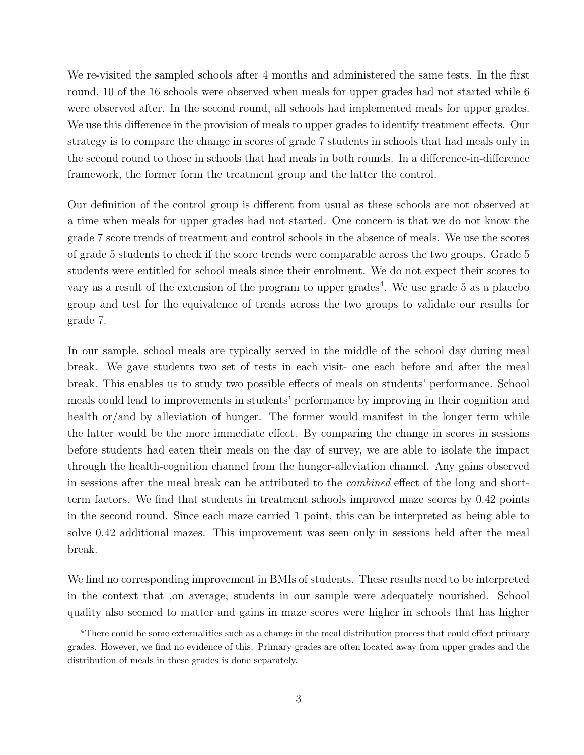We re-visited the sampled schools after 4 months and administered the same tests. In the first round, 10 of the 16 schools were observed when meals for upper grades had not started while 6 were observed after. In the second round, all schools had implemented meals for upper grades. We use this difference in the provision of meals to upper grades to identify treatment effects. Our strategy is to compare the change in scores of grade 7 students in schools that had meals only in the second round to those in schools that had meals in both rounds. In a difference-in-difference framework, the former form the treatment group and the latter the control.

Our definition of the control group is different from usual as these schools are not observed at a time when meals for upper grades had not started. One concern is that we do not know the grade 7 score trends of treatment and control schools in the absence of meals. We use the scores of grade 5 students to check if the score trends were comparable across the two groups. Grade 5 students were entitled for school meals since their enrolment. We do not expect their scores to vary as a result of the extension of the program to upper grades[4]. We use grade 5 as a placebo group and test for the equivalence of trends across the two groups to validate our results for grade 7.

In our sample, school meals are typically served in the middle of the school day during meal break. We gave students two set of tests in each visit- one each before and after the meal break. This enables us to study two possible effects of meals on students' performance. School meals could lead to improvements in students' performance by improving in their cognition and health or/and by alleviation of hunger. The former would manifest in the longer term while the latter would be the more immediate effect. By comparing the change in scores in sessions before students had eaten their meals on the day of survey, we are able to isolate the impact through the health-cognition channel from the hunger-alleviation channel. Any gains observed in sessions after the meal break can be attributed to the *combined* effect of the long and short-term factors. We find that students in treatment schools improved maze scores by 0.42 points in the second round. Since each maze carried 1 point, this can be interpreted as being able to solve 0.42 additional mazes. This improvement was seen only in sessions held after the meal break.

We find no corresponding improvement in BMIs of students. These results need to be interpreted in the context that ,on average, students in our sample were adequately nourished. School quality also seemed to matter and gains in maze scores were higher in schools that has higher

[4]There could be some externalities such as a change in the meal distribution process that could effect primary grades. However, we find no evidence of this. Primary grades are often located away from upper grades and the distribution of meals in these grades is done separately.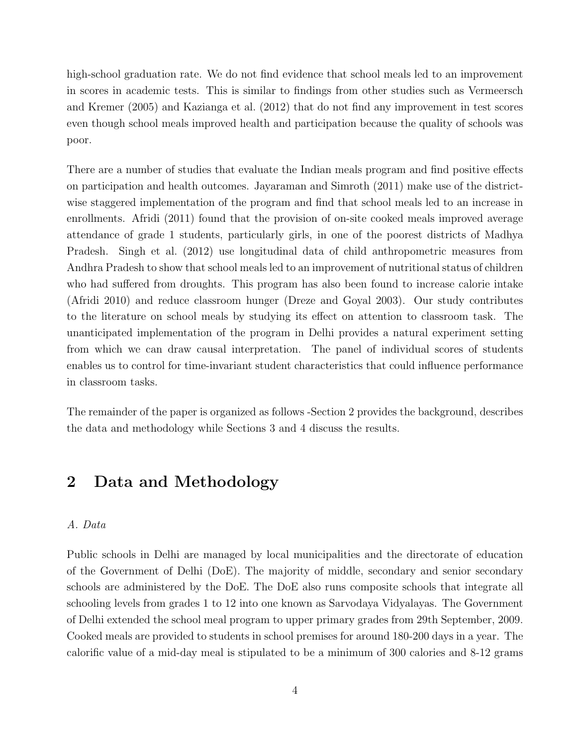high-school graduation rate. We do not find evidence that school meals led to an improvement in scores in academic tests. This is similar to findings from other studies such as Vermeersch and Kremer (2005) and Kazianga et al. (2012) that do not find any improvement in test scores even though school meals improved health and participation because the quality of schools was poor.

There are a number of studies that evaluate the Indian meals program and find positive effects on participation and health outcomes. Jayaraman and Simroth (2011) make use of the district-wise staggered implementation of the program and find that school meals led to an increase in enrollments. Afridi (2011) found that the provision of on-site cooked meals improved average attendance of grade 1 students, particularly girls, in one of the poorest districts of Madhya Pradesh. Singh et al. (2012) use longitudinal data of child anthropometric measures from Andhra Pradesh to show that school meals led to an improvement of nutritional status of children who had suffered from droughts. This program has also been found to increase calorie intake (Afridi 2010) and reduce classroom hunger (Dreze and Goyal 2003). Our study contributes to the literature on school meals by studying its effect on attention to classroom task. The unanticipated implementation of the program in Delhi provides a natural experiment setting from which we can draw causal interpretation. The panel of individual scores of students enables us to control for time-invariant student characteristics that could influence performance in classroom tasks.

The remainder of the paper is organized as follows -Section 2 provides the background, describes the data and methodology while Sections 3 and 4 discuss the results.

## 2 Data and Methodology

*A. Data*

Public schools in Delhi are managed by local municipalities and the directorate of education of the Government of Delhi (DoE). The majority of middle, secondary and senior secondary schools are administered by the DoE. The DoE also runs composite schools that integrate all schooling levels from grades 1 to 12 into one known as Sarvodaya Vidyalayas. The Government of Delhi extended the school meal program to upper primary grades from 29th September, 2009. Cooked meals are provided to students in school premises for around 180-200 days in a year. The calorific value of a mid-day meal is stipulated to be a minimum of 300 calories and 8-12 grams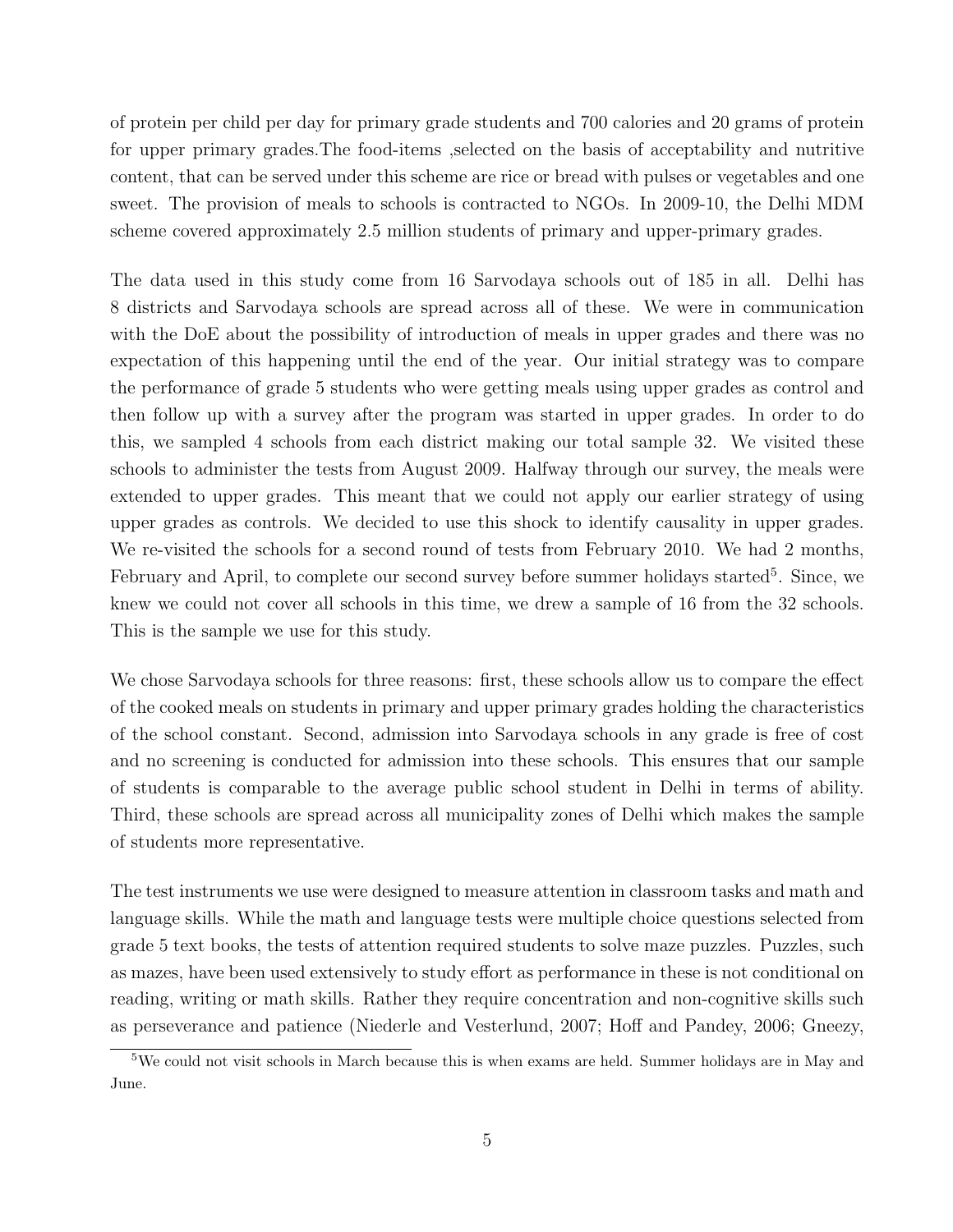of protein per child per day for primary grade students and 700 calories and 20 grams of protein for upper primary grades.The food-items ,selected on the basis of acceptability and nutritive content, that can be served under this scheme are rice or bread with pulses or vegetables and one sweet. The provision of meals to schools is contracted to NGOs. In 2009-10, the Delhi MDM scheme covered approximately 2.5 million students of primary and upper-primary grades.

The data used in this study come from 16 Sarvodaya schools out of 185 in all. Delhi has 8 districts and Sarvodaya schools are spread across all of these. We were in communication with the DoE about the possibility of introduction of meals in upper grades and there was no expectation of this happening until the end of the year. Our initial strategy was to compare the performance of grade 5 students who were getting meals using upper grades as control and then follow up with a survey after the program was started in upper grades. In order to do this, we sampled 4 schools from each district making our total sample 32. We visited these schools to administer the tests from August 2009. Halfway through our survey, the meals were extended to upper grades. This meant that we could not apply our earlier strategy of using upper grades as controls. We decided to use this shock to identify causality in upper grades. We re-visited the schools for a second round of tests from February 2010. We had 2 months, February and April, to complete our second survey before summer holidays started[5]. Since, we knew we could not cover all schools in this time, we drew a sample of 16 from the 32 schools. This is the sample we use for this study.

We chose Sarvodaya schools for three reasons: first, these schools allow us to compare the effect of the cooked meals on students in primary and upper primary grades holding the characteristics of the school constant. Second, admission into Sarvodaya schools in any grade is free of cost and no screening is conducted for admission into these schools. This ensures that our sample of students is comparable to the average public school student in Delhi in terms of ability. Third, these schools are spread across all municipality zones of Delhi which makes the sample of students more representative.

The test instruments we use were designed to measure attention in classroom tasks and math and language skills. While the math and language tests were multiple choice questions selected from grade 5 text books, the tests of attention required students to solve maze puzzles. Puzzles, such as mazes, have been used extensively to study effort as performance in these is not conditional on reading, writing or math skills. Rather they require concentration and non-cognitive skills such as perseverance and patience (Niederle and Vesterlund, 2007; Hoff and Pandey, 2006; Gneezy,

[5]We could not visit schools in March because this is when exams are held. Summer holidays are in May and June.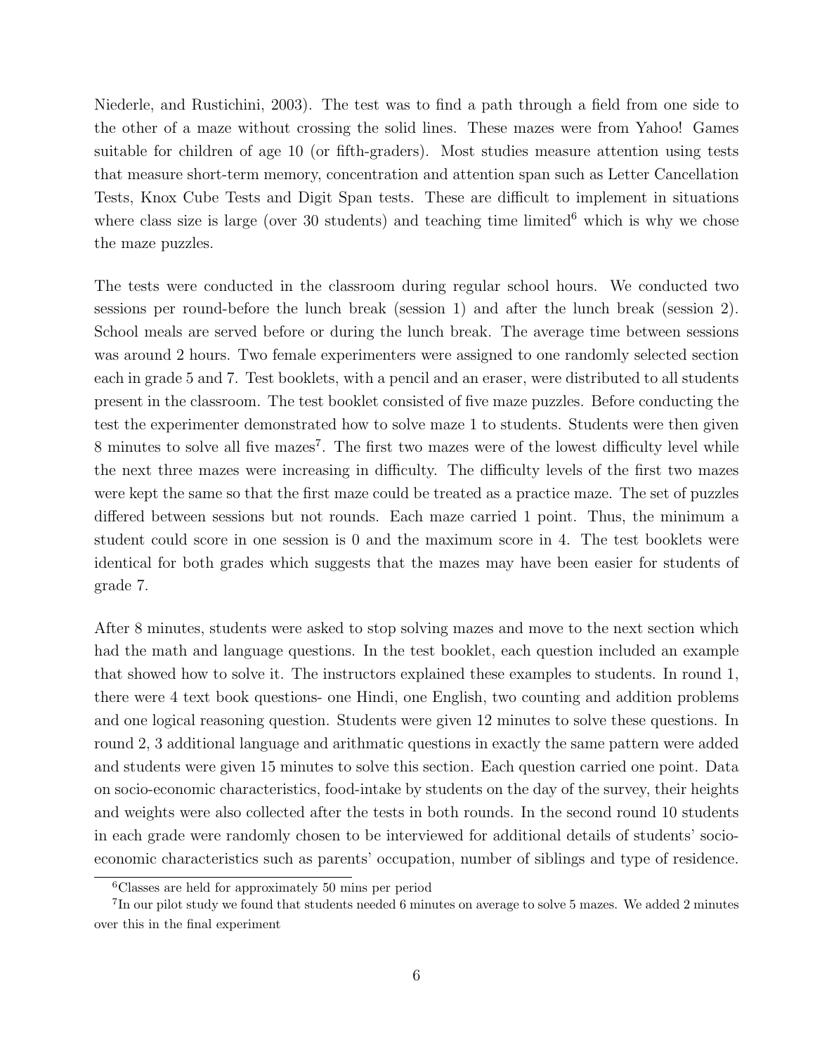Niederle, and Rustichini, 2003). The test was to find a path through a field from one side to the other of a maze without crossing the solid lines. These mazes were from Yahoo! Games suitable for children of age 10 (or fifth-graders). Most studies measure attention using tests that measure short-term memory, concentration and attention span such as Letter Cancellation Tests, Knox Cube Tests and Digit Span tests. These are difficult to implement in situations where class size is large (over 30 students) and teaching time limited[6] which is why we chose the maze puzzles.

The tests were conducted in the classroom during regular school hours. We conducted two sessions per round-before the lunch break (session 1) and after the lunch break (session 2). School meals are served before or during the lunch break. The average time between sessions was around 2 hours. Two female experimenters were assigned to one randomly selected section each in grade 5 and 7. Test booklets, with a pencil and an eraser, were distributed to all students present in the classroom. The test booklet consisted of five maze puzzles. Before conducting the test the experimenter demonstrated how to solve maze 1 to students. Students were then given 8 minutes to solve all five mazes[7]. The first two mazes were of the lowest difficulty level while the next three mazes were increasing in difficulty. The difficulty levels of the first two mazes were kept the same so that the first maze could be treated as a practice maze. The set of puzzles differed between sessions but not rounds. Each maze carried 1 point. Thus, the minimum a student could score in one session is 0 and the maximum score in 4. The test booklets were identical for both grades which suggests that the mazes may have been easier for students of grade 7.

After 8 minutes, students were asked to stop solving mazes and move to the next section which had the math and language questions. In the test booklet, each question included an example that showed how to solve it. The instructors explained these examples to students. In round 1, there were 4 text book questions- one Hindi, one English, two counting and addition problems and one logical reasoning question. Students were given 12 minutes to solve these questions. In round 2, 3 additional language and arithmatic questions in exactly the same pattern were added and students were given 15 minutes to solve this section. Each question carried one point. Data on socio-economic characteristics, food-intake by students on the day of the survey, their heights and weights were also collected after the tests in both rounds. In the second round 10 students in each grade were randomly chosen to be interviewed for additional details of students' socio-economic characteristics such as parents' occupation, number of siblings and type of residence.

[6] Classes are held for approximately 50 mins per period

[7] In our pilot study we found that students needed 6 minutes on average to solve 5 mazes. We added 2 minutes over this in the final experiment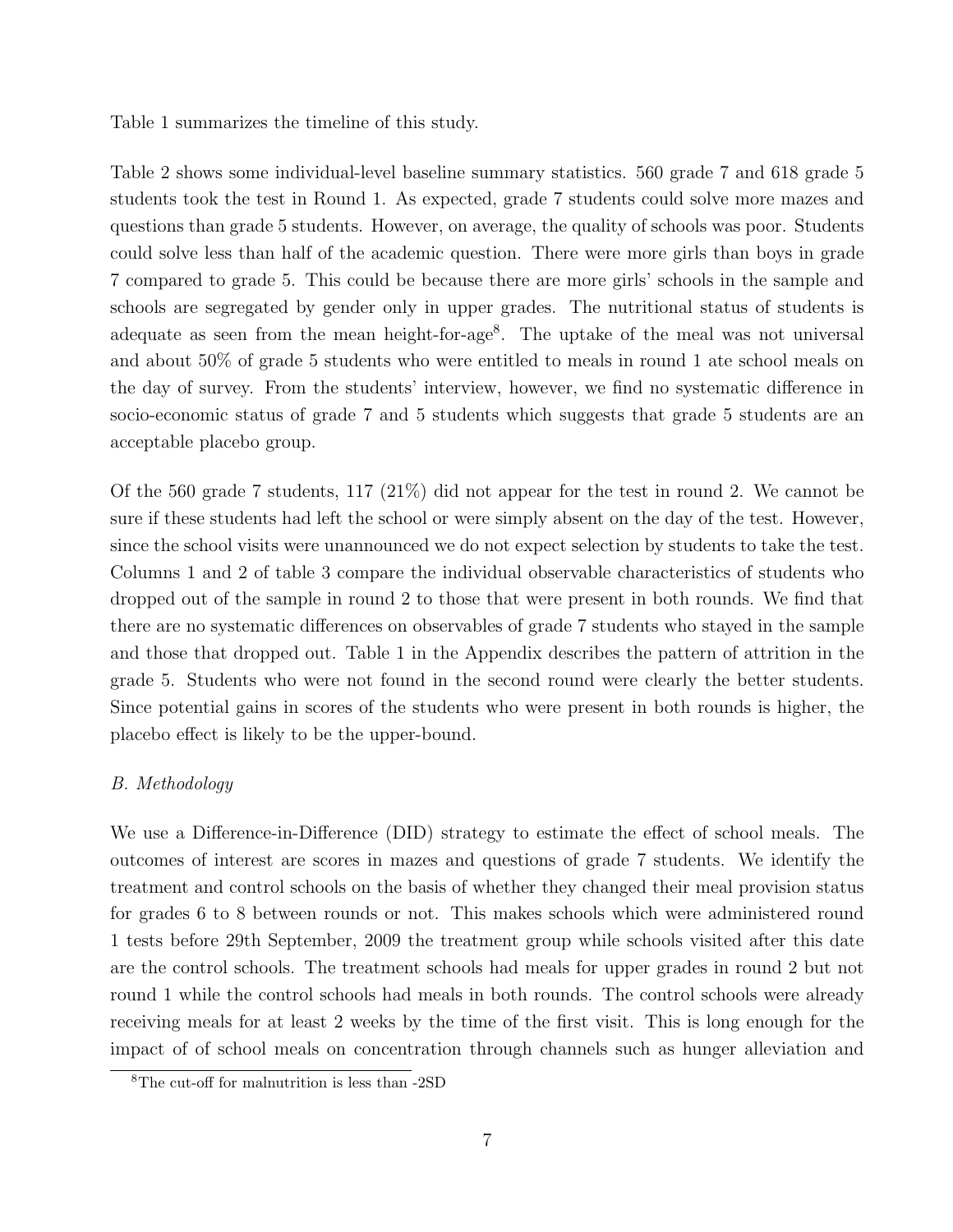Table 1 summarizes the timeline of this study.

Table 2 shows some individual-level baseline summary statistics. 560 grade 7 and 618 grade 5 students took the test in Round 1. As expected, grade 7 students could solve more mazes and questions than grade 5 students. However, on average, the quality of schools was poor. Students could solve less than half of the academic question. There were more girls than boys in grade 7 compared to grade 5. This could be because there are more girls' schools in the sample and schools are segregated by gender only in upper grades. The nutritional status of students is adequate as seen from the mean height-for-age[8]. The uptake of the meal was not universal and about 50% of grade 5 students who were entitled to meals in round 1 ate school meals on the day of survey. From the students' interview, however, we find no systematic difference in socio-economic status of grade 7 and 5 students which suggests that grade 5 students are an acceptable placebo group.

Of the 560 grade 7 students, 117 (21%) did not appear for the test in round 2. We cannot be sure if these students had left the school or were simply absent on the day of the test. However, since the school visits were unannounced we do not expect selection by students to take the test. Columns 1 and 2 of table 3 compare the individual observable characteristics of students who dropped out of the sample in round 2 to those that were present in both rounds. We find that there are no systematic differences on observables of grade 7 students who stayed in the sample and those that dropped out. Table 1 in the Appendix describes the pattern of attrition in the grade 5. Students who were not found in the second round were clearly the better students. Since potential gains in scores of the students who were present in both rounds is higher, the placebo effect is likely to be the upper-bound.

*B. Methodology*

We use a Difference-in-Difference (DID) strategy to estimate the effect of school meals. The outcomes of interest are scores in mazes and questions of grade 7 students. We identify the treatment and control schools on the basis of whether they changed their meal provision status for grades 6 to 8 between rounds or not. This makes schools which were administered round 1 tests before 29th September, 2009 the treatment group while schools visited after this date are the control schools. The treatment schools had meals for upper grades in round 2 but not round 1 while the control schools had meals in both rounds. The control schools were already receiving meals for at least 2 weeks by the time of the first visit. This is long enough for the impact of of school meals on concentration through channels such as hunger alleviation and

[8] The cut-off for malnutrition is less than -2SD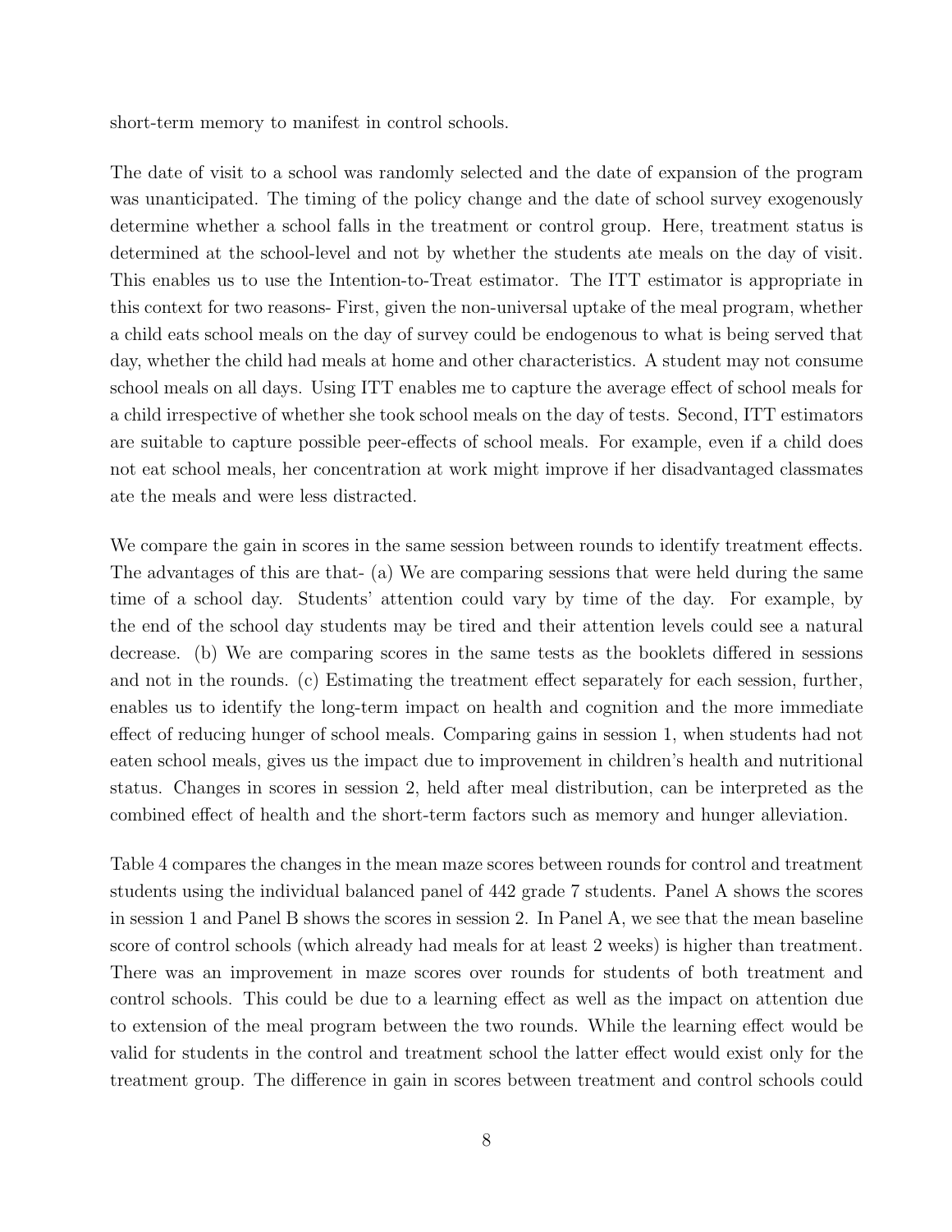short-term memory to manifest in control schools.

The date of visit to a school was randomly selected and the date of expansion of the program was unanticipated. The timing of the policy change and the date of school survey exogenously determine whether a school falls in the treatment or control group. Here, treatment status is determined at the school-level and not by whether the students ate meals on the day of visit. This enables us to use the Intention-to-Treat estimator. The ITT estimator is appropriate in this context for two reasons- First, given the non-universal uptake of the meal program, whether a child eats school meals on the day of survey could be endogenous to what is being served that day, whether the child had meals at home and other characteristics. A student may not consume school meals on all days. Using ITT enables me to capture the average effect of school meals for a child irrespective of whether she took school meals on the day of tests. Second, ITT estimators are suitable to capture possible peer-effects of school meals. For example, even if a child does not eat school meals, her concentration at work might improve if her disadvantaged classmates ate the meals and were less distracted.

We compare the gain in scores in the same session between rounds to identify treatment effects. The advantages of this are that- (a) We are comparing sessions that were held during the same time of a school day. Students' attention could vary by time of the day. For example, by the end of the school day students may be tired and their attention levels could see a natural decrease. (b) We are comparing scores in the same tests as the booklets differed in sessions and not in the rounds. (c) Estimating the treatment effect separately for each session, further, enables us to identify the long-term impact on health and cognition and the more immediate effect of reducing hunger of school meals. Comparing gains in session 1, when students had not eaten school meals, gives us the impact due to improvement in children's health and nutritional status. Changes in scores in session 2, held after meal distribution, can be interpreted as the combined effect of health and the short-term factors such as memory and hunger alleviation.

Table 4 compares the changes in the mean maze scores between rounds for control and treatment students using the individual balanced panel of 442 grade 7 students. Panel A shows the scores in session 1 and Panel B shows the scores in session 2. In Panel A, we see that the mean baseline score of control schools (which already had meals for at least 2 weeks) is higher than treatment. There was an improvement in maze scores over rounds for students of both treatment and control schools. This could be due to a learning effect as well as the impact on attention due to extension of the meal program between the two rounds. While the learning effect would be valid for students in the control and treatment school the latter effect would exist only for the treatment group. The difference in gain in scores between treatment and control schools could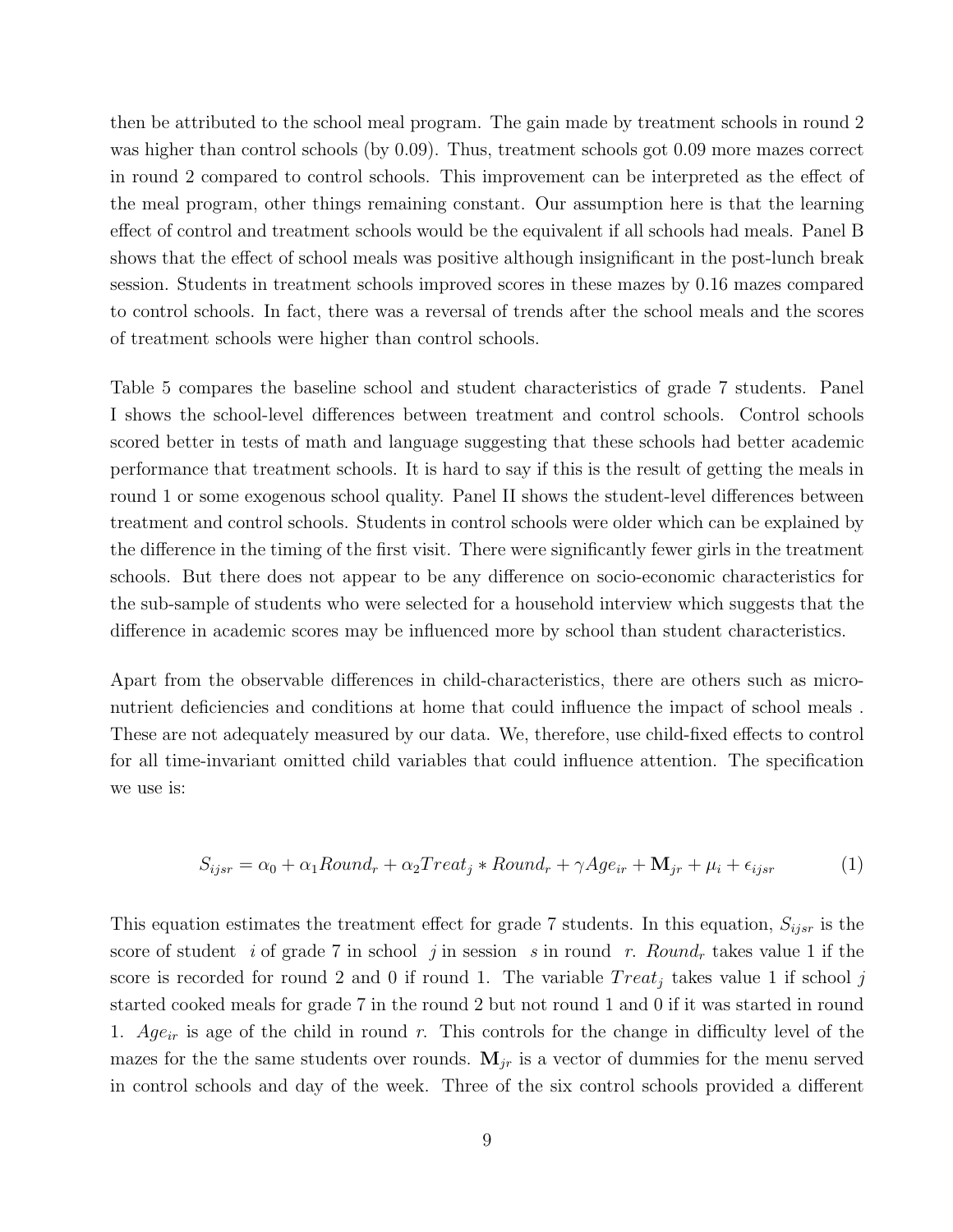then be attributed to the school meal program. The gain made by treatment schools in round 2 was higher than control schools (by 0.09). Thus, treatment schools got 0.09 more mazes correct in round 2 compared to control schools. This improvement can be interpreted as the effect of the meal program, other things remaining constant. Our assumption here is that the learning effect of control and treatment schools would be the equivalent if all schools had meals. Panel B shows that the effect of school meals was positive although insignificant in the post-lunch break session. Students in treatment schools improved scores in these mazes by 0.16 mazes compared to control schools. In fact, there was a reversal of trends after the school meals and the scores of treatment schools were higher than control schools.

Table 5 compares the baseline school and student characteristics of grade 7 students. Panel I shows the school-level differences between treatment and control schools. Control schools scored better in tests of math and language suggesting that these schools had better academic performance that treatment schools. It is hard to say if this is the result of getting the meals in round 1 or some exogenous school quality. Panel II shows the student-level differences between treatment and control schools. Students in control schools were older which can be explained by the difference in the timing of the first visit. There were significantly fewer girls in the treatment schools. But there does not appear to be any difference on socio-economic characteristics for the sub-sample of students who were selected for a household interview which suggests that the difference in academic scores may be influenced more by school than student characteristics.

Apart from the observable differences in child-characteristics, there are others such as micro-nutrient deficiencies and conditions at home that could influence the impact of school meals . These are not adequately measured by our data. We, therefore, use child-fixed effects to control for all time-invariant omitted child variables that could influence attention. The specification we use is:

$$S_{ijsr} = \alpha_0 + \alpha_1 Round_r + \alpha_2 Treat_j * Round_r + \gamma Age_{ir} + \mathbf{M}_{jr} + \mu_i + \epsilon_{ijsr} \tag{1}$$

This equation estimates the treatment effect for grade 7 students. In this equation, $S_{ijsr}$ is the score of student $i$ of grade 7 in school $j$ in session $s$ in round $r$. $Round_r$ takes value 1 if the score is recorded for round 2 and 0 if round 1. The variable $Treat_j$ takes value 1 if school $j$ started cooked meals for grade 7 in the round 2 but not round 1 and 0 if it was started in round 1. $Age_{ir}$ is age of the child in round $r$. This controls for the change in difficulty level of the mazes for the the same students over rounds. $\mathbf{M}_{jr}$ is a vector of dummies for the menu served in control schools and day of the week. Three of the six control schools provided a different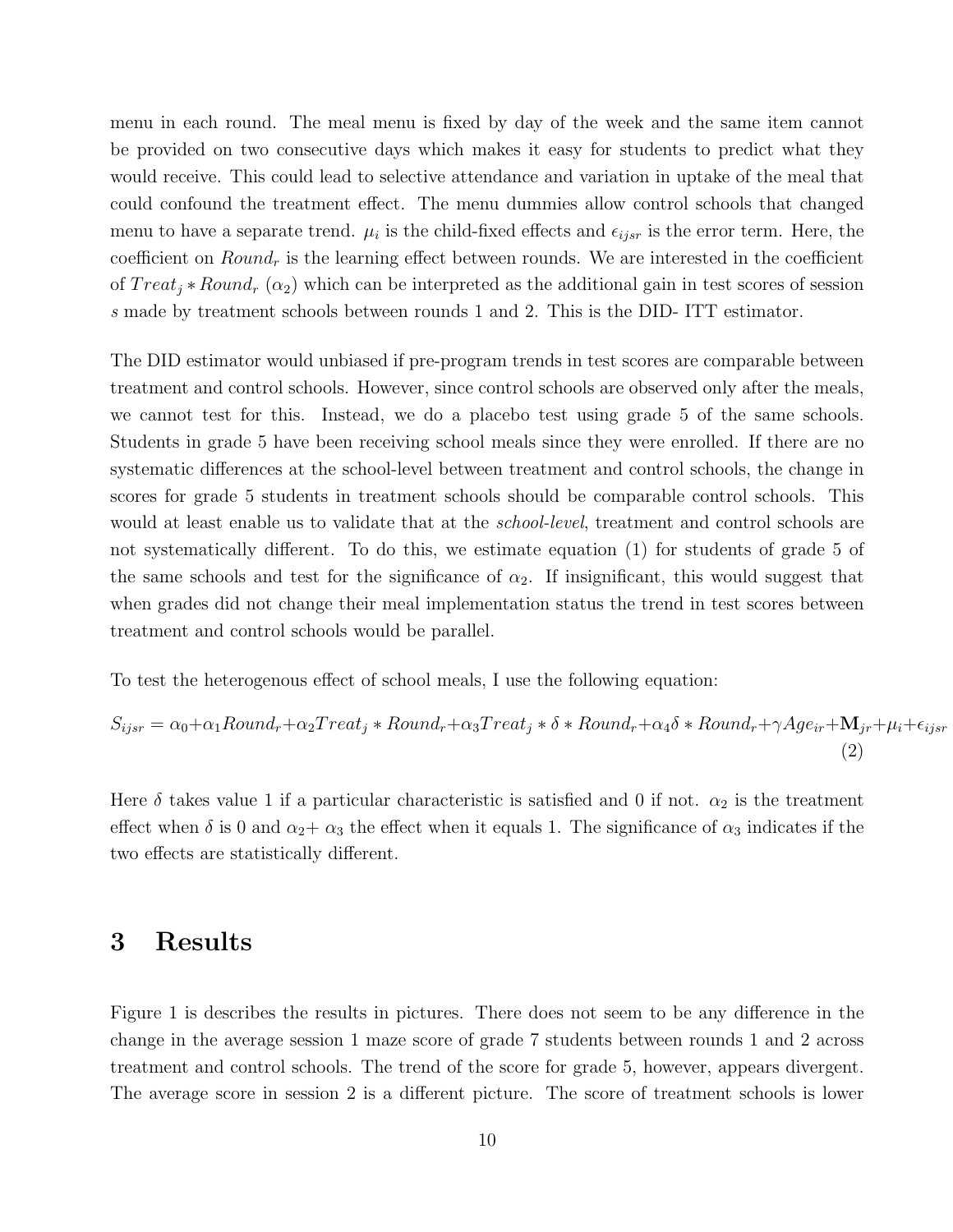menu in each round. The meal menu is fixed by day of the week and the same item cannot be provided on two consecutive days which makes it easy for students to predict what they would receive. This could lead to selective attendance and variation in uptake of the meal that could confound the treatment effect. The menu dummies allow control schools that changed menu to have a separate trend. $\mu_i$ is the child-fixed effects and $\epsilon_{ijsr}$ is the error term. Here, the coefficient on $Round_r$ is the learning effect between rounds. We are interested in the coefficient of $Treat_j * Round_r$ ($\alpha_2$) which can be interpreted as the additional gain in test scores of session $s$ made by treatment schools between rounds 1 and 2. This is the DID- ITT estimator.

The DID estimator would unbiased if pre-program trends in test scores are comparable between treatment and control schools. However, since control schools are observed only after the meals, we cannot test for this. Instead, we do a placebo test using grade 5 of the same schools. Students in grade 5 have been receiving school meals since they were enrolled. If there are no systematic differences at the school-level between treatment and control schools, the change in scores for grade 5 students in treatment schools should be comparable control schools. This would at least enable us to validate that at the *school-level*, treatment and control schools are not systematically different. To do this, we estimate equation (1) for students of grade 5 of the same schools and test for the significance of $\alpha_2$. If insignificant, this would suggest that when grades did not change their meal implementation status the trend in test scores between treatment and control schools would be parallel.

To test the heterogenous effect of school meals, I use the following equation:

$$S_{ijsr} = \alpha_0 + \alpha_1 Round_r + \alpha_2 Treat_j * Round_r + \alpha_3 Treat_j * \delta * Round_r + \alpha_4 \delta * Round_r + \gamma Age_{ir} + \mathbf{M}_{jr} + \mu_i + \epsilon_{ijsr} \tag{2}$$

Here $\delta$ takes value 1 if a particular characteristic is satisfied and 0 if not. $\alpha_2$ is the treatment effect when $\delta$ is 0 and $\alpha_2 + \alpha_3$ the effect when it equals 1. The significance of $\alpha_3$ indicates if the two effects are statistically different.

# 3 Results

Figure 1 is describes the results in pictures. There does not seem to be any difference in the change in the average session 1 maze score of grade 7 students between rounds 1 and 2 across treatment and control schools. The trend of the score for grade 5, however, appears divergent. The average score in session 2 is a different picture. The score of treatment schools is lower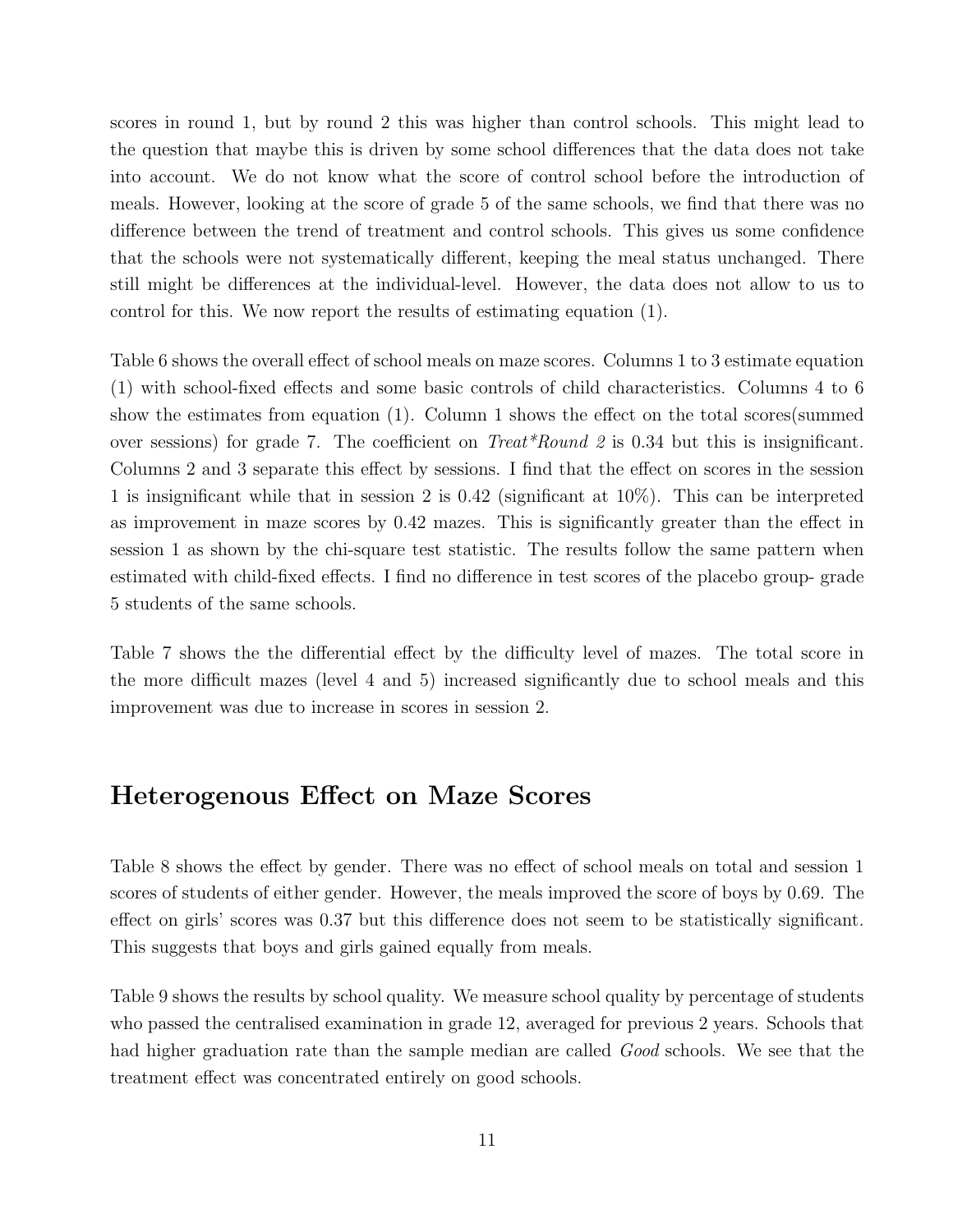scores in round 1, but by round 2 this was higher than control schools. This might lead to the question that maybe this is driven by some school differences that the data does not take into account. We do not know what the score of control school before the introduction of meals. However, looking at the score of grade 5 of the same schools, we find that there was no difference between the trend of treatment and control schools. This gives us some confidence that the schools were not systematically different, keeping the meal status unchanged. There still might be differences at the individual-level. However, the data does not allow to us to control for this. We now report the results of estimating equation (1).

Table 6 shows the overall effect of school meals on maze scores. Columns 1 to 3 estimate equation (1) with school-fixed effects and some basic controls of child characteristics. Columns 4 to 6 show the estimates from equation (1). Column 1 shows the effect on the total scores(summed over sessions) for grade 7. The coefficient on *Treat*Round 2* is 0.34 but this is insignificant. Columns 2 and 3 separate this effect by sessions. I find that the effect on scores in the session 1 is insignificant while that in session 2 is 0.42 (significant at 10%). This can be interpreted as improvement in maze scores by 0.42 mazes. This is significantly greater than the effect in session 1 as shown by the chi-square test statistic. The results follow the same pattern when estimated with child-fixed effects. I find no difference in test scores of the placebo group- grade 5 students of the same schools.

Table 7 shows the the differential effect by the difficulty level of mazes. The total score in the more difficult mazes (level 4 and 5) increased significantly due to school meals and this improvement was due to increase in scores in session 2.

## Heterogenous Effect on Maze Scores

Table 8 shows the effect by gender. There was no effect of school meals on total and session 1 scores of students of either gender. However, the meals improved the score of boys by 0.69. The effect on girls' scores was 0.37 but this difference does not seem to be statistically significant. This suggests that boys and girls gained equally from meals.

Table 9 shows the results by school quality. We measure school quality by percentage of students who passed the centralised examination in grade 12, averaged for previous 2 years. Schools that had higher graduation rate than the sample median are called *Good* schools. We see that the treatment effect was concentrated entirely on good schools.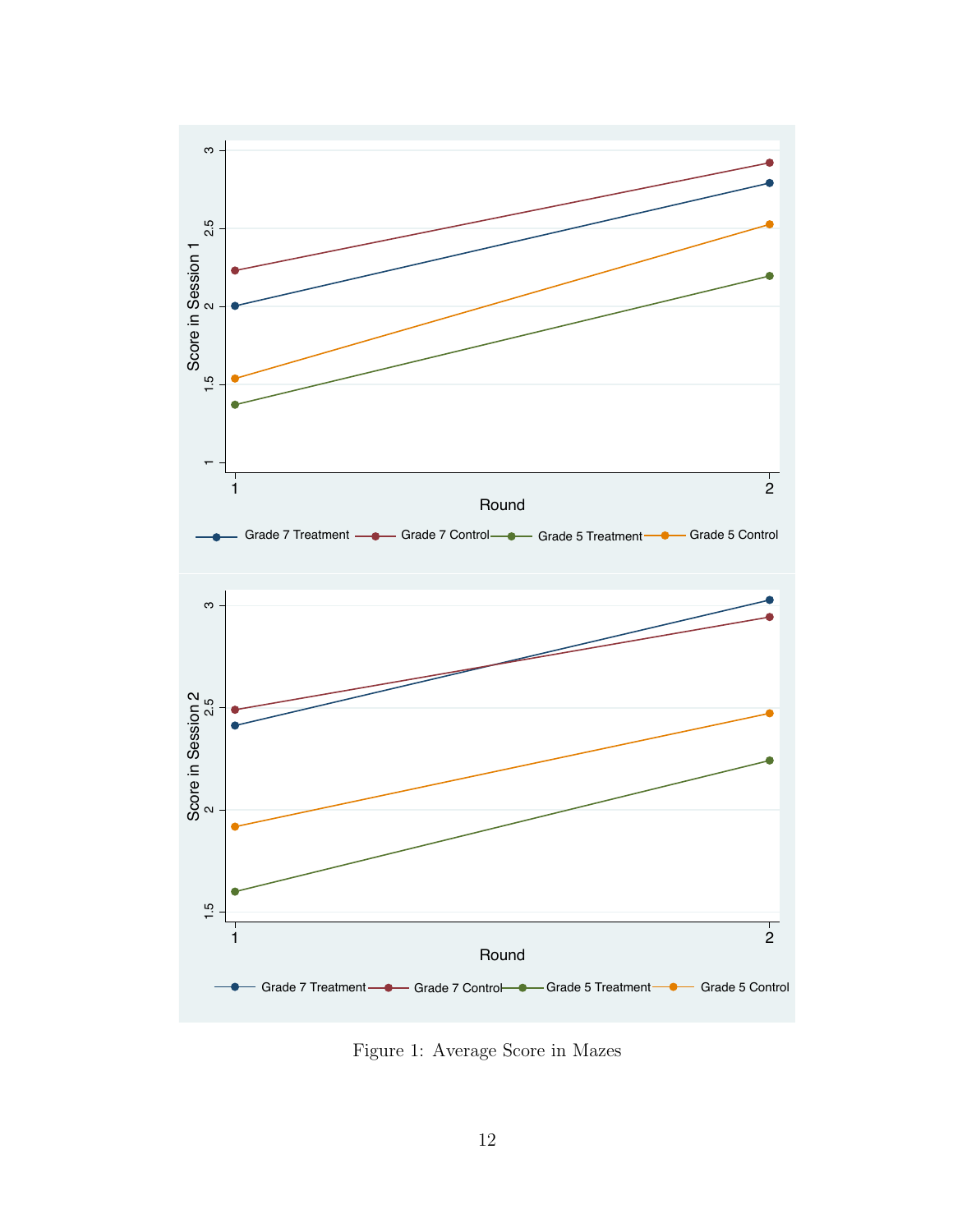Figure 1: Average Score in Mazes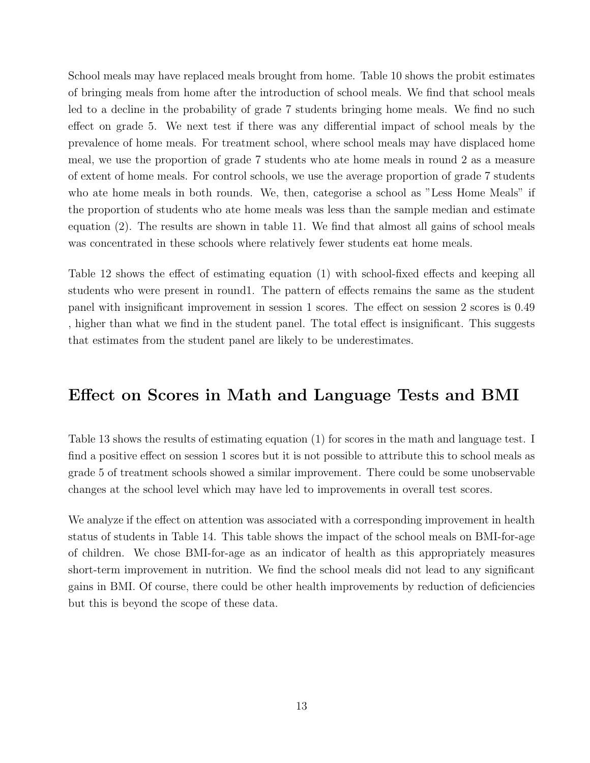School meals may have replaced meals brought from home. Table 10 shows the probit estimates of bringing meals from home after the introduction of school meals. We find that school meals led to a decline in the probability of grade 7 students bringing home meals. We find no such effect on grade 5. We next test if there was any differential impact of school meals by the prevalence of home meals. For treatment school, where school meals may have displaced home meal, we use the proportion of grade 7 students who ate home meals in round 2 as a measure of extent of home meals. For control schools, we use the average proportion of grade 7 students who ate home meals in both rounds. We, then, categorise a school as "Less Home Meals" if the proportion of students who ate home meals was less than the sample median and estimate equation (2). The results are shown in table 11. We find that almost all gains of school meals was concentrated in these schools where relatively fewer students eat home meals.

Table 12 shows the effect of estimating equation (1) with school-fixed effects and keeping all students who were present in round1. The pattern of effects remains the same as the student panel with insignificant improvement in session 1 scores. The effect on session 2 scores is 0.49 , higher than what we find in the student panel. The total effect is insignificant. This suggests that estimates from the student panel are likely to be underestimates.

## Effect on Scores in Math and Language Tests and BMI

Table 13 shows the results of estimating equation (1) for scores in the math and language test. I find a positive effect on session 1 scores but it is not possible to attribute this to school meals as grade 5 of treatment schools showed a similar improvement. There could be some unobservable changes at the school level which may have led to improvements in overall test scores.

We analyze if the effect on attention was associated with a corresponding improvement in health status of students in Table 14. This table shows the impact of the school meals on BMI-for-age of children. We chose BMI-for-age as an indicator of health as this appropriately measures short-term improvement in nutrition. We find the school meals did not lead to any significant gains in BMI. Of course, there could be other health improvements by reduction of deficiencies but this is beyond the scope of these data.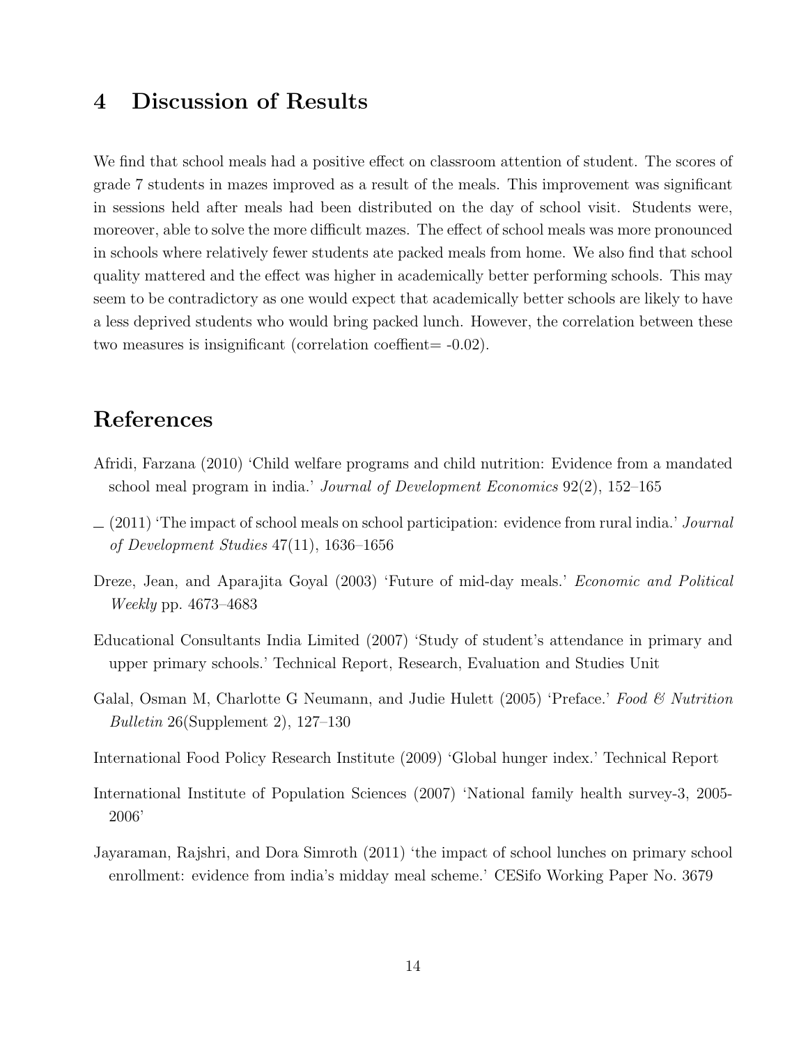# 4 Discussion of Results

We find that school meals had a positive effect on classroom attention of student. The scores of grade 7 students in mazes improved as a result of the meals. This improvement was significant in sessions held after meals had been distributed on the day of school visit. Students were, moreover, able to solve the more difficult mazes. The effect of school meals was more pronounced in schools where relatively fewer students ate packed meals from home. We also find that school quality mattered and the effect was higher in academically better performing schools. This may seem to be contradictory as one would expect that academically better schools are likely to have a less deprived students who would bring packed lunch. However, the correlation between these two measures is insignificant (correlation coeffient= -0.02).

# References

Afridi, Farzana (2010) 'Child welfare programs and child nutrition: Evidence from a mandated school meal program in india.' *Journal of Development Economics* 92(2), 152–165

_ (2011) 'The impact of school meals on school participation: evidence from rural india.' *Journal of Development Studies* 47(11), 1636–1656

Dreze, Jean, and Aparajita Goyal (2003) 'Future of mid-day meals.' *Economic and Political Weekly* pp. 4673–4683

Educational Consultants India Limited (2007) 'Study of student's attendance in primary and upper primary schools.' Technical Report, Research, Evaluation and Studies Unit

Galal, Osman M, Charlotte G Neumann, and Judie Hulett (2005) 'Preface.' *Food & Nutrition Bulletin* 26(Supplement 2), 127–130

International Food Policy Research Institute (2009) 'Global hunger index.' Technical Report

International Institute of Population Sciences (2007) 'National family health survey-3, 2005-2006'

Jayaraman, Rajshri, and Dora Simroth (2011) 'the impact of school lunches on primary school enrollment: evidence from india's midday meal scheme.' CESifo Working Paper No. 3679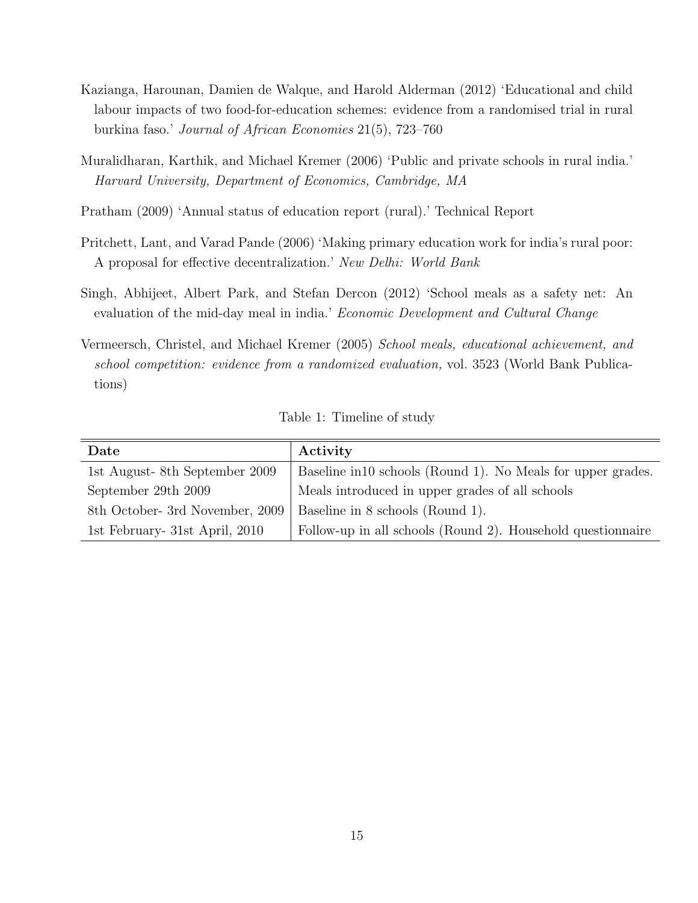Kazianga, Harounan, Damien de Walque, and Harold Alderman (2012) 'Educational and child labour impacts of two food-for-education schemes: evidence from a randomised trial in rural burkina faso.' *Journal of African Economies* 21(5), 723–760

Muralidharan, Karthik, and Michael Kremer (2006) 'Public and private schools in rural india.' *Harvard University, Department of Economics, Cambridge, MA*

Pratham (2009) 'Annual status of education report (rural).' Technical Report

Pritchett, Lant, and Varad Pande (2006) 'Making primary education work for india's rural poor: A proposal for effective decentralization.' *New Delhi: World Bank*

Singh, Abhijeet, Albert Park, and Stefan Dercon (2012) 'School meals as a safety net: An evaluation of the mid-day meal in india.' *Economic Development and Cultural Change*

Vermeersch, Christel, and Michael Kremer (2005) *School meals, educational achievement, and school competition: evidence from a randomized evaluation,* vol. 3523 (World Bank Publications)

Table 1: Timeline of study

| **Date** | **Activity** |
|---|---|
| 1st August- 8th September 2009 | Baseline in10 schools (Round 1). No Meals for upper grades. |
| September 29th 2009 | Meals introduced in upper grades of all schools |
| 8th October- 3rd November, 2009 | Baseline in 8 schools (Round 1). |
| 1st February- 31st April, 2010 | Follow-up in all schools (Round 2). Household questionnaire |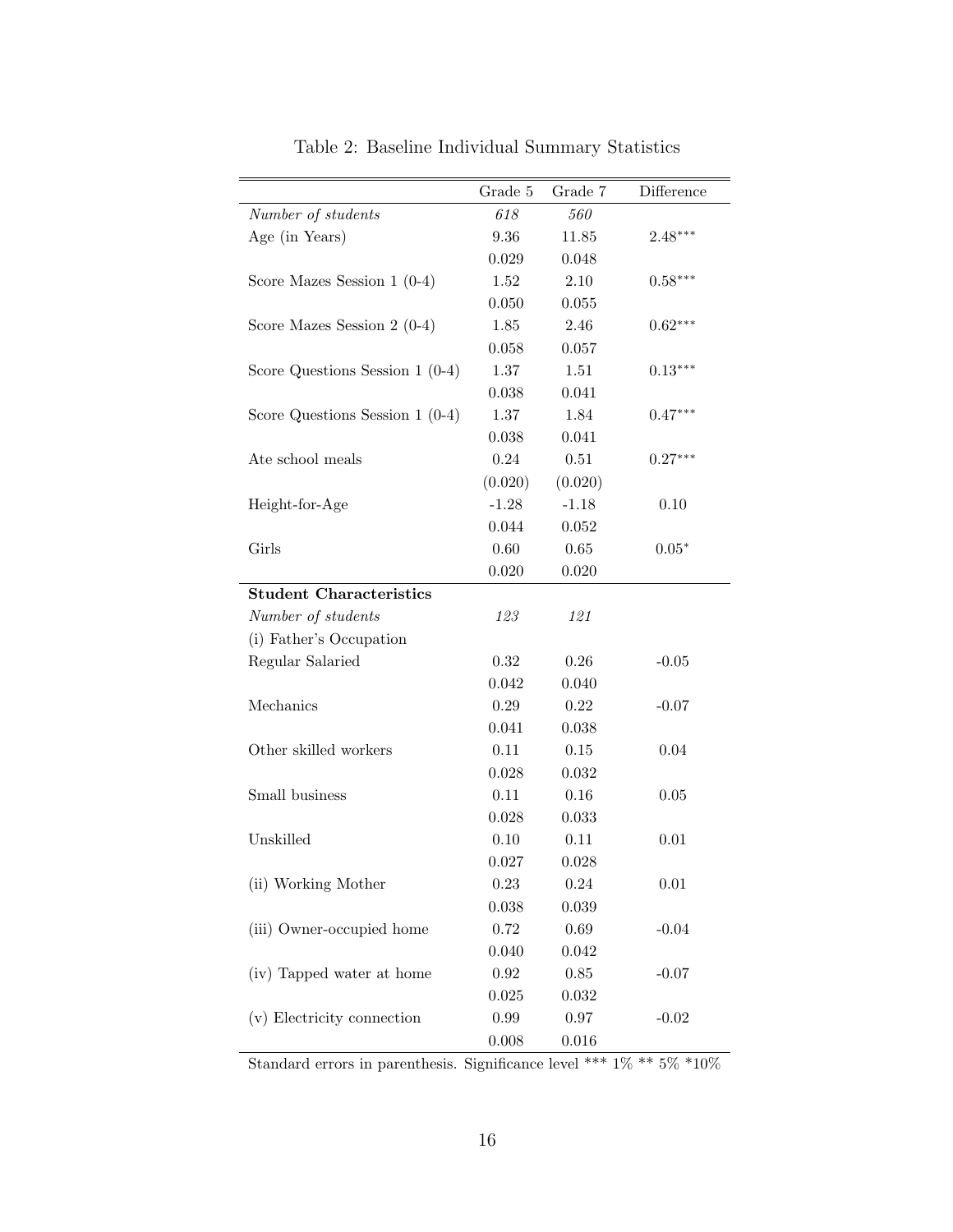Table 2: Baseline Individual Summary Statistics

| | Grade 5 | Grade 7 | Difference |
|---|---|---|---|
| *Number of students* | *618* | *560* | |
| Age (in Years) | 9.36 | 11.85 | 2.48*** |
| | 0.029 | 0.048 | |
| Score Mazes Session 1 (0-4) | 1.52 | 2.10 | 0.58*** |
| | 0.050 | 0.055 | |
| Score Mazes Session 2 (0-4) | 1.85 | 2.46 | 0.62*** |
| | 0.058 | 0.057 | |
| Score Questions Session 1 (0-4) | 1.37 | 1.51 | 0.13*** |
| | 0.038 | 0.041 | |
| Score Questions Session 1 (0-4) | 1.37 | 1.84 | 0.47*** |
| | 0.038 | 0.041 | |
| Ate school meals | 0.24 | 0.51 | 0.27*** |
| | (0.020) | (0.020) | |
| Height-for-Age | -1.28 | -1.18 | 0.10 |
| | 0.044 | 0.052 | |
| Girls | 0.60 | 0.65 | 0.05* |
| | 0.020 | 0.020 | |
| **Student Characteristics** | | | |
| *Number of students* | *123* | *121* | |
| (i) Father's Occupation | | | |
| Regular Salaried | 0.32 | 0.26 | -0.05 |
| | 0.042 | 0.040 | |
| Mechanics | 0.29 | 0.22 | -0.07 |
| | 0.041 | 0.038 | |
| Other skilled workers | 0.11 | 0.15 | 0.04 |
| | 0.028 | 0.032 | |
| Small business | 0.11 | 0.16 | 0.05 |
| | 0.028 | 0.033 | |
| Unskilled | 0.10 | 0.11 | 0.01 |
| | 0.027 | 0.028 | |
| (ii) Working Mother | 0.23 | 0.24 | 0.01 |
| | 0.038 | 0.039 | |
| (iii) Owner-occupied home | 0.72 | 0.69 | -0.04 |
| | 0.040 | 0.042 | |
| (iv) Tapped water at home | 0.92 | 0.85 | -0.07 |
| | 0.025 | 0.032 | |
| (v) Electricity connection | 0.99 | 0.97 | -0.02 |
| | 0.008 | 0.016 | |

Standard errors in parenthesis. Significance level *** 1% ** 5% *10%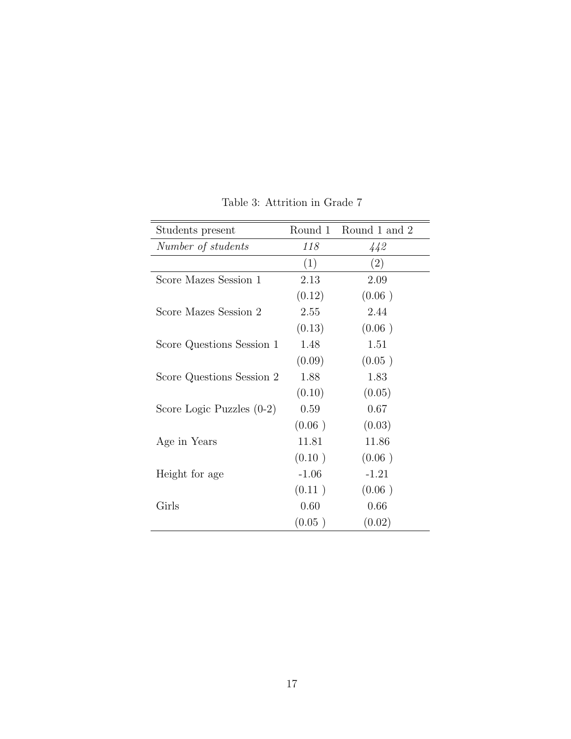Table 3: Attrition in Grade 7

| Students present | Round 1 | Round 1 and 2 |
|---|---|---|
| *Number of students* | *118* | *442* |
| | (1) | (2) |
| Score Mazes Session 1 | 2.13 | 2.09 |
| | (0.12) | (0.06 ) |
| Score Mazes Session 2 | 2.55 | 2.44 |
| | (0.13) | (0.06 ) |
| Score Questions Session 1 | 1.48 | 1.51 |
| | (0.09) | (0.05 ) |
| Score Questions Session 2 | 1.88 | 1.83 |
| | (0.10) | (0.05) |
| Score Logic Puzzles (0-2) | 0.59 | 0.67 |
| | (0.06 ) | (0.03) |
| Age in Years | 11.81 | 11.86 |
| | (0.10 ) | (0.06 ) |
| Height for age | -1.06 | -1.21 |
| | (0.11 ) | (0.06 ) |
| Girls | 0.60 | 0.66 |
| | (0.05 ) | (0.02) |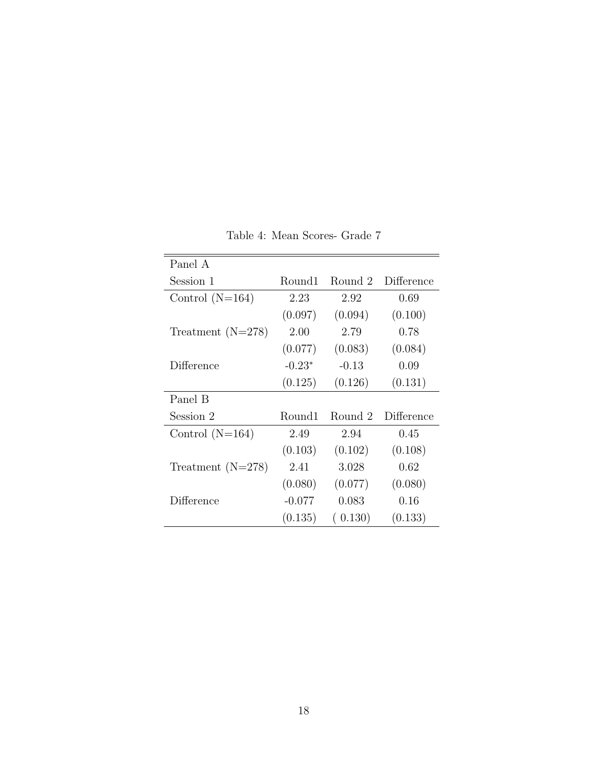Table 4: Mean Scores- Grade 7

| Panel A | | | |
|---|---|---|---|
| Session 1 | Round1 | Round 2 | Difference |
| Control (N=164) | 2.23 | 2.92 | 0.69 |
| | (0.097) | (0.094) | (0.100) |
| Treatment (N=278) | 2.00 | 2.79 | 0.78 |
| | (0.077) | (0.083) | (0.084) |
| Difference | -0.23* | -0.13 | 0.09 |
| | (0.125) | (0.126) | (0.131) |
| Panel B | | | |
| Session 2 | Round1 | Round 2 | Difference |
| Control (N=164) | 2.49 | 2.94 | 0.45 |
| | (0.103) | (0.102) | (0.108) |
| Treatment (N=278) | 2.41 | 3.028 | 0.62 |
| | (0.080) | (0.077) | (0.080) |
| Difference | -0.077 | 0.083 | 0.16 |
| | (0.135) | ( 0.130) | (0.133) |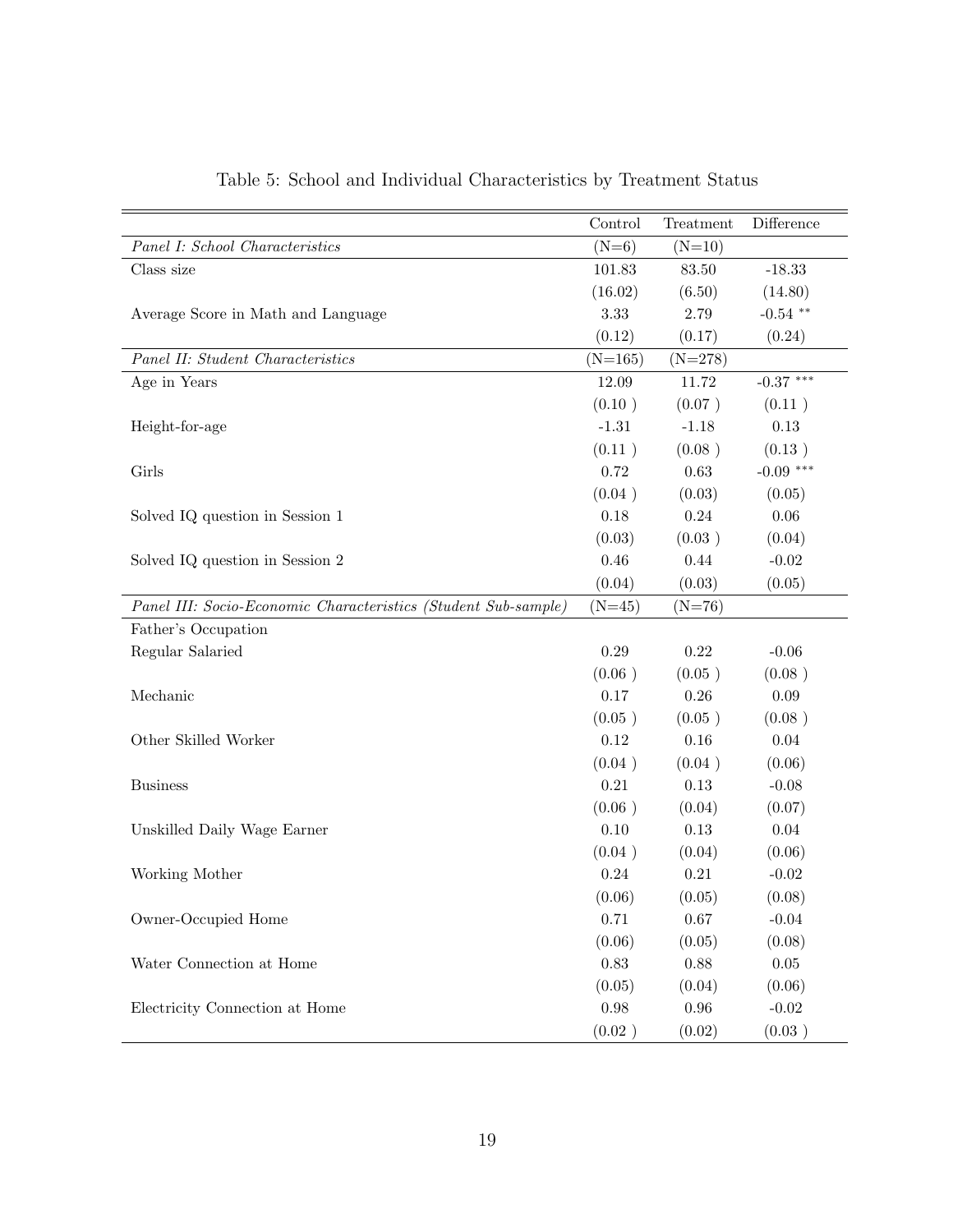Table 5: School and Individual Characteristics by Treatment Status

| | Control | Treatment | Difference |
|---|---|---|---|
| *Panel I: School Characteristics* | (N=6) | (N=10) | |
| Class size | 101.83 | 83.50 | -18.33 |
| | (16.02) | (6.50) | (14.80) |
| Average Score in Math and Language | 3.33 | 2.79 | -0.54 ** |
| | (0.12) | (0.17) | (0.24) |
| *Panel II: Student Characteristics* | (N=165) | (N=278) | |
| Age in Years | 12.09 | 11.72 | -0.37 *** |
| | (0.10 ) | (0.07 ) | (0.11 ) |
| Height-for-age | -1.31 | -1.18 | 0.13 |
| | (0.11 ) | (0.08 ) | (0.13 ) |
| Girls | 0.72 | 0.63 | -0.09 *** |
| | (0.04 ) | (0.03) | (0.05) |
| Solved IQ question in Session 1 | 0.18 | 0.24 | 0.06 |
| | (0.03) | (0.03 ) | (0.04) |
| Solved IQ question in Session 2 | 0.46 | 0.44 | -0.02 |
| | (0.04) | (0.03) | (0.05) |
| *Panel III: Socio-Economic Characteristics (Student Sub-sample)* | (N=45) | (N=76) | |
| Father's Occupation | | | |
| Regular Salaried | 0.29 | 0.22 | -0.06 |
| | (0.06 ) | (0.05 ) | (0.08 ) |
| Mechanic | 0.17 | 0.26 | 0.09 |
| | (0.05 ) | (0.05 ) | (0.08 ) |
| Other Skilled Worker | 0.12 | 0.16 | 0.04 |
| | (0.04 ) | (0.04 ) | (0.06) |
| Business | 0.21 | 0.13 | -0.08 |
| | (0.06 ) | (0.04) | (0.07) |
| Unskilled Daily Wage Earner | 0.10 | 0.13 | 0.04 |
| | (0.04 ) | (0.04) | (0.06) |
| Working Mother | 0.24 | 0.21 | -0.02 |
| | (0.06) | (0.05) | (0.08) |
| Owner-Occupied Home | 0.71 | 0.67 | -0.04 |
| | (0.06) | (0.05) | (0.08) |
| Water Connection at Home | 0.83 | 0.88 | 0.05 |
| | (0.05) | (0.04) | (0.06) |
| Electricity Connection at Home | 0.98 | 0.96 | -0.02 |
| | (0.02 ) | (0.02) | (0.03 ) |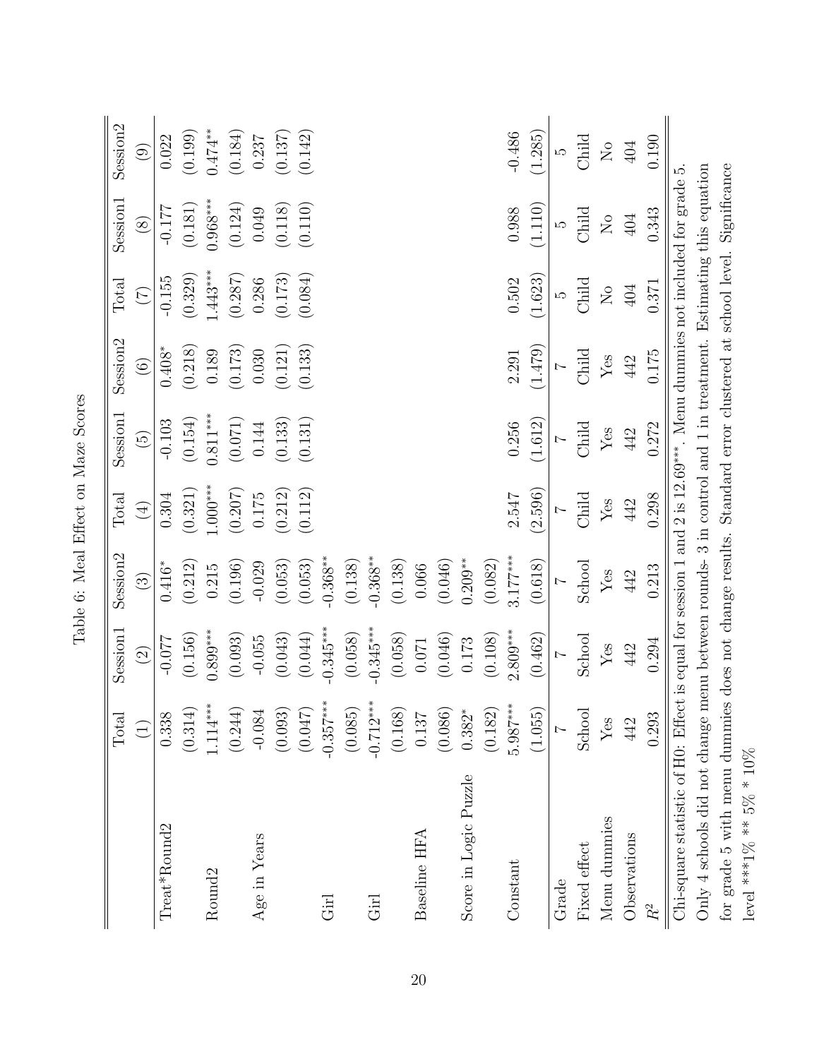Table 6: Meal Effect on Maze Scores

| | Total | Session1 | Session2 | Total | Session1 | Session2 | Total | Session1 | Session2 |
|---|---|---|---|---|---|---|---|---|---|
| | (1) | (2) | (3) | (4) | (5) | (6) | (7) | (8) | (9) |
| Treat*Round2 | 0.338 | -0.077 | 0.416* | 0.304 | -0.103 | 0.408* | -0.155 | -0.177 | 0.022 |
| | (0.314) | (0.156) | (0.212) | (0.321) | (0.154) | (0.218) | (0.329) | (0.181) | (0.199) |
| Round2 | 1.114*** | 0.899*** | 0.215 | 1.000*** | 0.811*** | 0.189 | 1.443*** | 0.968*** | 0.474** |
| | (0.244) | (0.093) | (0.196) | (0.207) | (0.071) | (0.173) | (0.287) | (0.124) | (0.184) |
| Age in Years | -0.084 | -0.055 | -0.029 | 0.175 | 0.144 | 0.030 | 0.286 | 0.049 | 0.237 |
| | (0.093) | (0.043) | (0.053) | (0.212) | (0.133) | (0.121) | (0.173) | (0.118) | (0.137) |
| | (0.047) | (0.044) | (0.053) | (0.112) | (0.131) | (0.133) | (0.084) | (0.110) | (0.142) |
| Girl | -0.357*** | -0.345*** | -0.368** | | | | | | |
| | (0.085) | (0.058) | (0.138) | | | | | | |
| Girl | -0.712*** | -0.345*** | -0.368** | | | | | | |
| | (0.168) | (0.058) | (0.138) | | | | | | |
| Baseline HFA | 0.137 | 0.071 | 0.066 | | | | | | |
| | (0.086) | (0.046) | (0.046) | | | | | | |
| Score in Logic Puzzle | 0.382* | 0.173 | 0.209** | | | | | | |
| | (0.182) | (0.108) | (0.082) | | | | | | |
| Constant | 5.987*** | 2.809*** | 3.177*** | 2.547 | 0.256 | 2.291 | 0.502 | 0.988 | -0.486 |
| | (1.055) | (0.462) | (0.618) | (2.596) | (1.612) | (1.479) | (1.623) | (1.110) | (1.285) |
| Grade | 7 | 7 | 7 | 7 | 7 | 7 | 5 | 5 | 5 |
| Fixed effect | School | School | School | Child | Child | Child | Child | Child | Child |
| Menu dummies | Yes | Yes | Yes | Yes | Yes | Yes | No | No | No |
| Observations | 442 | 442 | 442 | 442 | 442 | 442 | 404 | 404 | 404 |
| $R^2$ | 0.293 | 0.294 | 0.213 | 0.298 | 0.272 | 0.175 | 0.371 | 0.343 | 0.190 |

Chi-square statistic of H0: Effect is equal for session 1 and 2 is 12.69***. Menu dummies not included for grade 5. Only 4 schools did not change menu between rounds- 3 in control and 1 in treatment. Estimating this equation for grade 5 with menu dummies does not change results. Standard error clustered at school level. Significance level ***1% ** 5% * 10%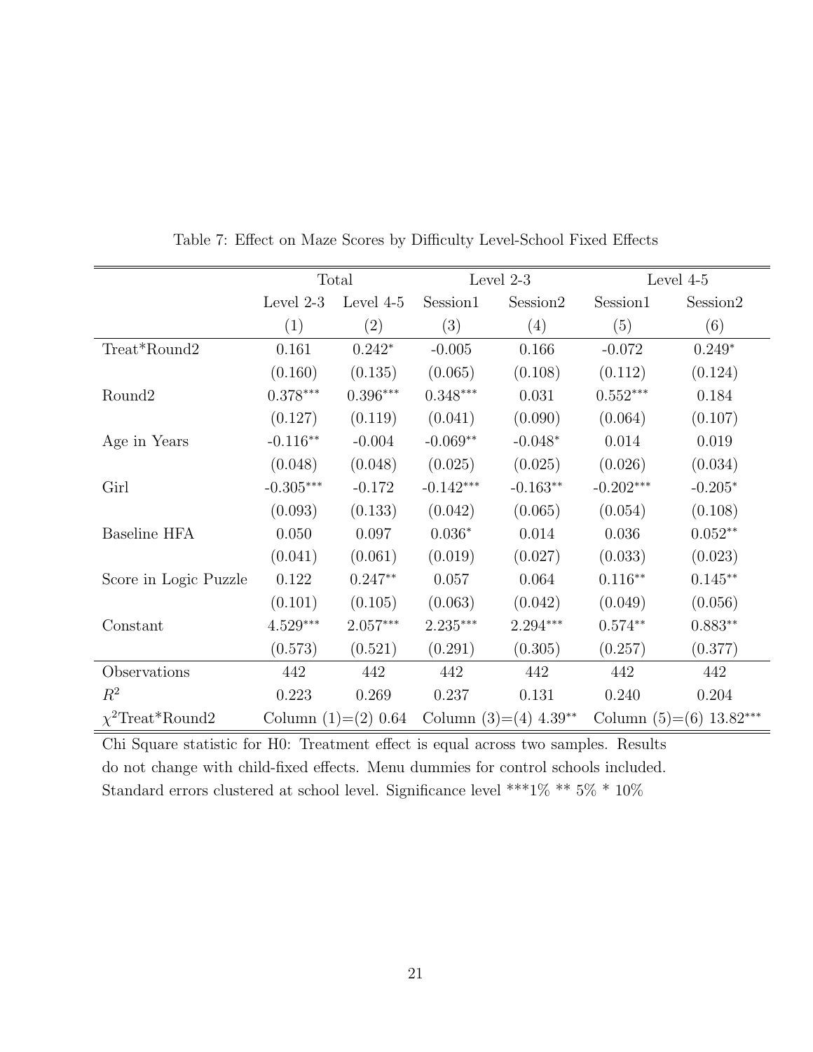Table 7: Effect on Maze Scores by Difficulty Level-School Fixed Effects

| | Total | | Level 2-3 | | Level 4-5 | |
|---|---|---|---|---|---|---|
| | Level 2-3 | Level 4-5 | Session1 | Session2 | Session1 | Session2 |
| | (1) | (2) | (3) | (4) | (5) | (6) |
| Treat*Round2 | 0.161 | $0.242^{*}$ | -0.005 | 0.166 | -0.072 | $0.249^{*}$ |
| | (0.160) | (0.135) | (0.065) | (0.108) | (0.112) | (0.124) |
| Round2 | $0.378^{***}$ | $0.396^{***}$ | $0.348^{***}$ | 0.031 | $0.552^{***}$ | 0.184 |
| | (0.127) | (0.119) | (0.041) | (0.090) | (0.064) | (0.107) |
| Age in Years | $-0.116^{**}$ | -0.004 | $-0.069^{**}$ | $-0.048^{*}$ | 0.014 | 0.019 |
| | (0.048) | (0.048) | (0.025) | (0.025) | (0.026) | (0.034) |
| Girl | $-0.305^{***}$ | -0.172 | $-0.142^{***}$ | $-0.163^{**}$ | $-0.202^{***}$ | $-0.205^{*}$ |
| | (0.093) | (0.133) | (0.042) | (0.065) | (0.054) | (0.108) |
| Baseline HFA | 0.050 | 0.097 | $0.036^{*}$ | 0.014 | 0.036 | $0.052^{**}$ |
| | (0.041) | (0.061) | (0.019) | (0.027) | (0.033) | (0.023) |
| Score in Logic Puzzle | 0.122 | $0.247^{**}$ | 0.057 | 0.064 | $0.116^{**}$ | $0.145^{**}$ |
| | (0.101) | (0.105) | (0.063) | (0.042) | (0.049) | (0.056) |
| Constant | $4.529^{***}$ | $2.057^{***}$ | $2.235^{***}$ | $2.294^{***}$ | $0.574^{**}$ | $0.883^{**}$ |
| | (0.573) | (0.521) | (0.291) | (0.305) | (0.257) | (0.377) |
| Observations | 442 | 442 | 442 | 442 | 442 | 442 |
| $R^2$ | 0.223 | 0.269 | 0.237 | 0.131 | 0.240 | 0.204 |
| $\chi^2$Treat*Round2 | Column (1)=(2) 0.64 | | Column (3)=(4) $4.39^{**}$ | | Column (5)=(6) $13.82^{***}$ | |

Chi Square statistic for H0: Treatment effect is equal across two samples. Results do not change with child-fixed effects. Menu dummies for control schools included. Standard errors clustered at school level. Significance level ***1% ** 5% * 10%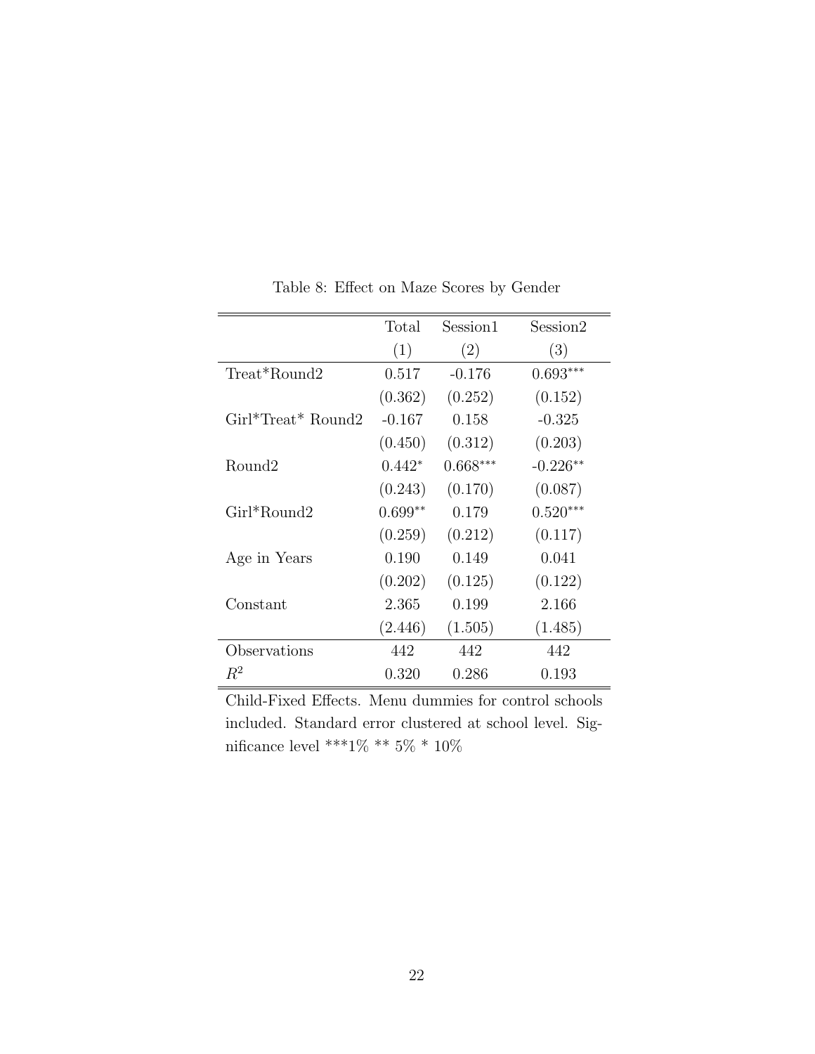Table 8: Effect on Maze Scores by Gender

| | Total | Session1 | Session2 |
|---|---|---|---|
| | (1) | (2) | (3) |
| Treat*Round2 | 0.517 | -0.176 | $0.693^{***}$ |
| | (0.362) | (0.252) | (0.152) |
| Girl*Treat* Round2 | -0.167 | 0.158 | -0.325 |
| | (0.450) | (0.312) | (0.203) |
| Round2 | $0.442^{*}$ | $0.668^{***}$ | $-0.226^{**}$ |
| | (0.243) | (0.170) | (0.087) |
| Girl*Round2 | $0.699^{**}$ | 0.179 | $0.520^{***}$ |
| | (0.259) | (0.212) | (0.117) |
| Age in Years | 0.190 | 0.149 | 0.041 |
| | (0.202) | (0.125) | (0.122) |
| Constant | 2.365 | 0.199 | 2.166 |
| | (2.446) | (1.505) | (1.485) |
| Observations | 442 | 442 | 442 |
| $R^2$ | 0.320 | 0.286 | 0.193 |

Child-Fixed Effects. Menu dummies for control schools included. Standard error clustered at school level. Significance level ***1% ** 5% * 10%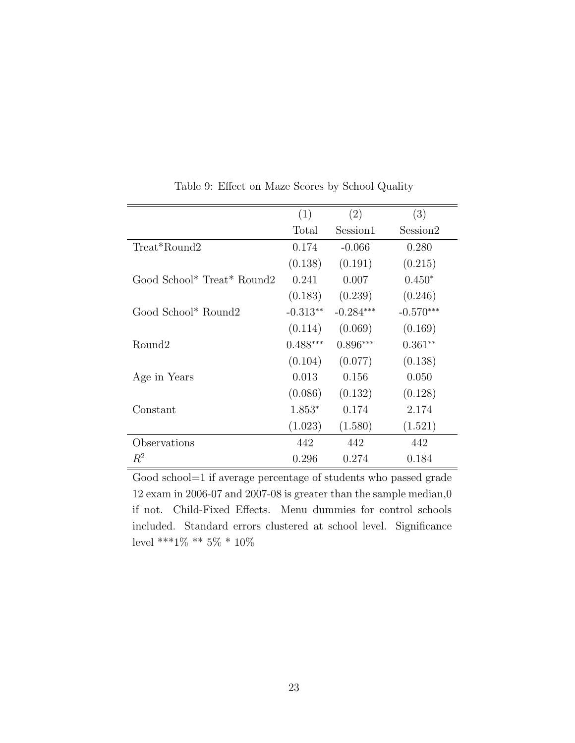Table 9: Effect on Maze Scores by School Quality

| | (1) | (2) | (3) |
|---|---|---|---|
| | Total | Session1 | Session2 |
| Treat*Round2 | 0.174 | -0.066 | 0.280 |
| | (0.138) | (0.191) | (0.215) |
| Good School* Treat* Round2 | 0.241 | 0.007 | 0.450* |
| | (0.183) | (0.239) | (0.246) |
| Good School* Round2 | -0.313** | -0.284*** | -0.570*** |
| | (0.114) | (0.069) | (0.169) |
| Round2 | 0.488*** | 0.896*** | 0.361** |
| | (0.104) | (0.077) | (0.138) |
| Age in Years | 0.013 | 0.156 | 0.050 |
| | (0.086) | (0.132) | (0.128) |
| Constant | 1.853* | 0.174 | 2.174 |
| | (1.023) | (1.580) | (1.521) |
| Observations | 442 | 442 | 442 |
| $R^2$ | 0.296 | 0.274 | 0.184 |

Good school=1 if average percentage of students who passed grade 12 exam in 2006-07 and 2007-08 is greater than the sample median,0 if not. Child-Fixed Effects. Menu dummies for control schools included. Standard errors clustered at school level. Significance level ***1% ** 5% * 10%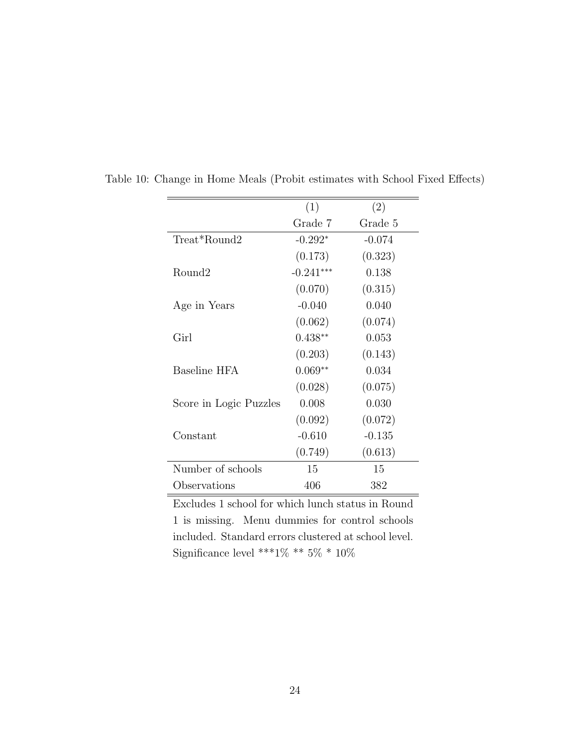Table 10: Change in Home Meals (Probit estimates with School Fixed Effects)

| | (1) | (2) |
|---|---|---|
| | Grade 7 | Grade 5 |
| Treat*Round2 | -0.292* | -0.074 |
| | (0.173) | (0.323) |
| Round2 | -0.241*** | 0.138 |
| | (0.070) | (0.315) |
| Age in Years | -0.040 | 0.040 |
| | (0.062) | (0.074) |
| Girl | 0.438** | 0.053 |
| | (0.203) | (0.143) |
| Baseline HFA | 0.069** | 0.034 |
| | (0.028) | (0.075) |
| Score in Logic Puzzles | 0.008 | 0.030 |
| | (0.092) | (0.072) |
| Constant | -0.610 | -0.135 |
| | (0.749) | (0.613) |
| Number of schools | 15 | 15 |
| Observations | 406 | 382 |

Excludes 1 school for which lunch status in Round 1 is missing. Menu dummies for control schools included. Standard errors clustered at school level. Significance level ***1% ** 5% * 10%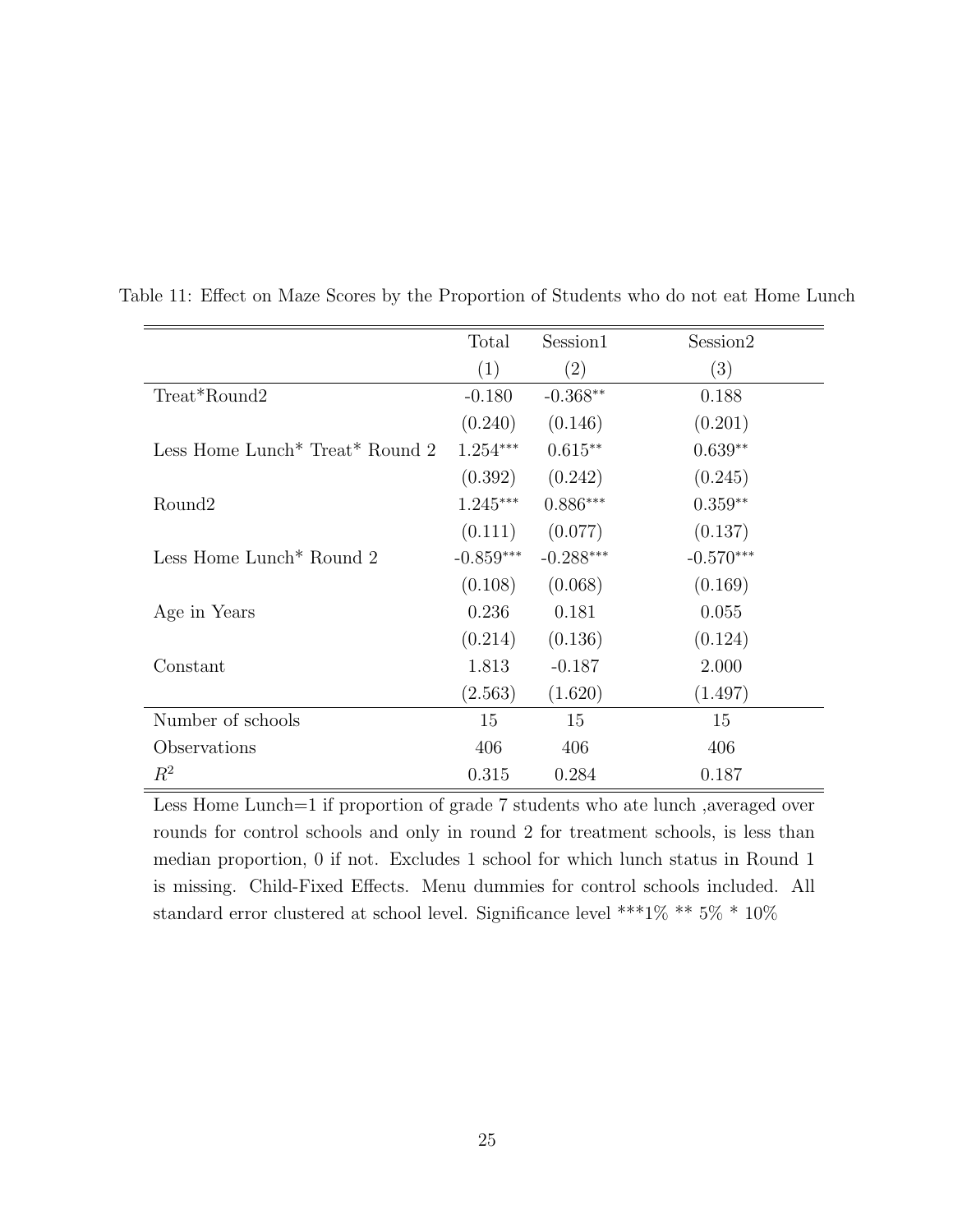Table 11: Effect on Maze Scores by the Proportion of Students who do not eat Home Lunch

| | Total | Session1 | Session2 |
|---|---|---|---|
| | (1) | (2) | (3) |
| Treat*Round2 | -0.180 | -0.368** | 0.188 |
| | (0.240) | (0.146) | (0.201) |
| Less Home Lunch* Treat* Round 2 | 1.254*** | 0.615** | 0.639** |
| | (0.392) | (0.242) | (0.245) |
| Round2 | 1.245*** | 0.886*** | 0.359** |
| | (0.111) | (0.077) | (0.137) |
| Less Home Lunch* Round 2 | -0.859*** | -0.288*** | -0.570*** |
| | (0.108) | (0.068) | (0.169) |
| Age in Years | 0.236 | 0.181 | 0.055 |
| | (0.214) | (0.136) | (0.124) |
| Constant | 1.813 | -0.187 | 2.000 |
| | (2.563) | (1.620) | (1.497) |
| Number of schools | 15 | 15 | 15 |
| Observations | 406 | 406 | 406 |
| $R^2$ | 0.315 | 0.284 | 0.187 |

Less Home Lunch=1 if proportion of grade 7 students who ate lunch ,averaged over rounds for control schools and only in round 2 for treatment schools, is less than median proportion, 0 if not. Excludes 1 school for which lunch status in Round 1 is missing. Child-Fixed Effects. Menu dummies for control schools included. All standard error clustered at school level. Significance level ***1% ** 5% * 10%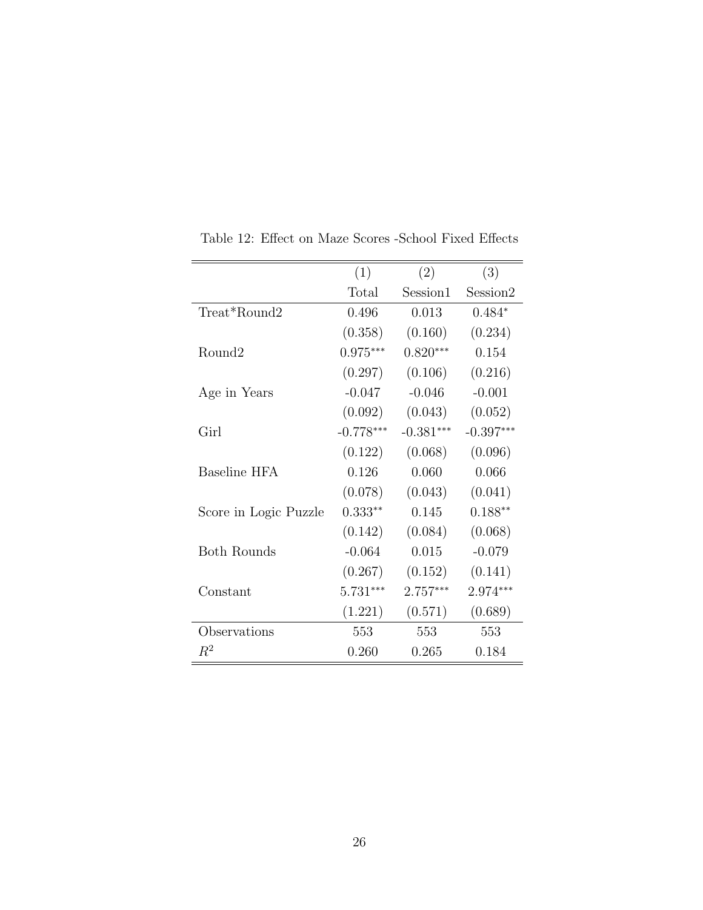Table 12: Effect on Maze Scores -School Fixed Effects

| | (1) | (2) | (3) |
|---|---|---|---|
| | Total | Session1 | Session2 |
| Treat*Round2 | 0.496 | 0.013 | $0.484^{*}$ |
| | (0.358) | (0.160) | (0.234) |
| Round2 | $0.975^{***}$ | $0.820^{***}$ | 0.154 |
| | (0.297) | (0.106) | (0.216) |
| Age in Years | -0.047 | -0.046 | -0.001 |
| | (0.092) | (0.043) | (0.052) |
| Girl | $-0.778^{***}$ | $-0.381^{***}$ | $-0.397^{***}$ |
| | (0.122) | (0.068) | (0.096) |
| Baseline HFA | 0.126 | 0.060 | 0.066 |
| | (0.078) | (0.043) | (0.041) |
| Score in Logic Puzzle | $0.333^{**}$ | 0.145 | $0.188^{**}$ |
| | (0.142) | (0.084) | (0.068) |
| Both Rounds | -0.064 | 0.015 | -0.079 |
| | (0.267) | (0.152) | (0.141) |
| Constant | $5.731^{***}$ | $2.757^{***}$ | $2.974^{***}$ |
| | (1.221) | (0.571) | (0.689) |
| Observations | 553 | 553 | 553 |
| $R^2$ | 0.260 | 0.265 | 0.184 |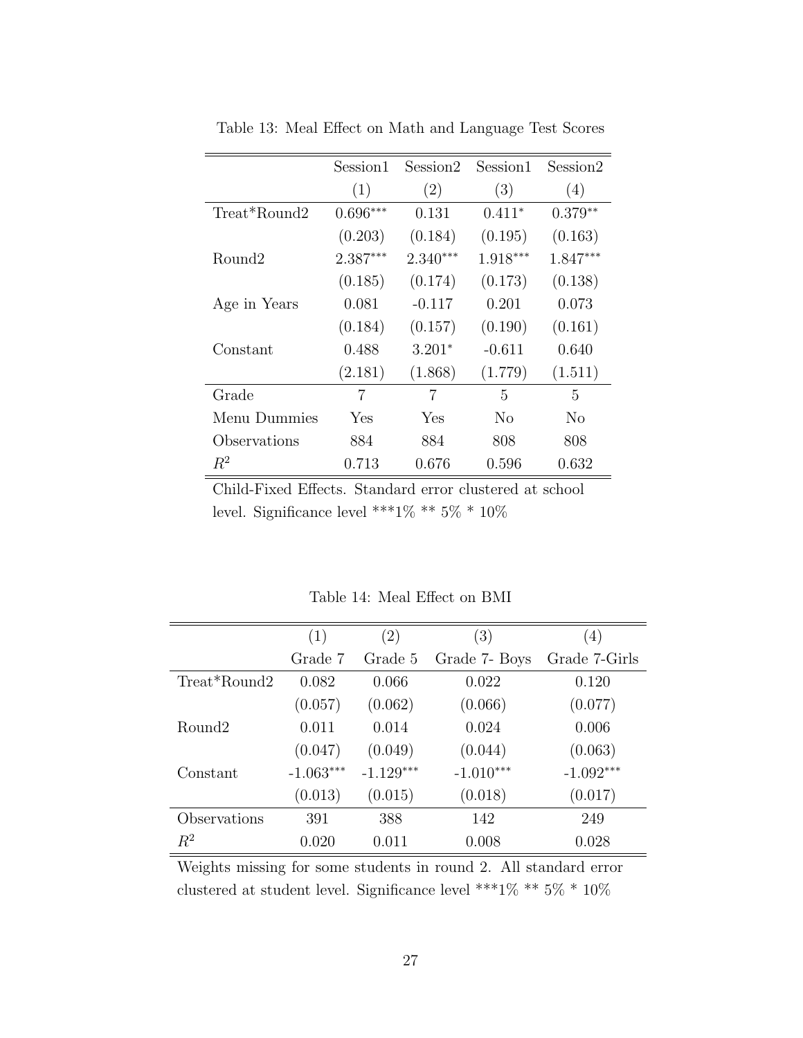Table 13: Meal Effect on Math and Language Test Scores

| | Session1 | Session2 | Session1 | Session2 |
|---|---|---|---|---|
| | (1) | (2) | (3) | (4) |
| Treat*Round2 | 0.696*** | 0.131 | 0.411* | 0.379** |
| | (0.203) | (0.184) | (0.195) | (0.163) |
| Round2 | 2.387*** | 2.340*** | 1.918*** | 1.847*** |
| | (0.185) | (0.174) | (0.173) | (0.138) |
| Age in Years | 0.081 | -0.117 | 0.201 | 0.073 |
| | (0.184) | (0.157) | (0.190) | (0.161) |
| Constant | 0.488 | 3.201* | -0.611 | 0.640 |
| | (2.181) | (1.868) | (1.779) | (1.511) |
| Grade | 7 | 7 | 5 | 5 |
| Menu Dummies | Yes | Yes | No | No |
| Observations | 884 | 884 | 808 | 808 |
| $R^2$ | 0.713 | 0.676 | 0.596 | 0.632 |

Child-Fixed Effects. Standard error clustered at school level. Significance level ***1% ** 5% * 10%

Table 14: Meal Effect on BMI

| | (1) | (2) | (3) | (4) |
|---|---|---|---|---|
| | Grade 7 | Grade 5 | Grade 7- Boys | Grade 7-Girls |
| Treat*Round2 | 0.082 | 0.066 | 0.022 | 0.120 |
| | (0.057) | (0.062) | (0.066) | (0.077) |
| Round2 | 0.011 | 0.014 | 0.024 | 0.006 |
| | (0.047) | (0.049) | (0.044) | (0.063) |
| Constant | -1.063*** | -1.129*** | -1.010*** | -1.092*** |
| | (0.013) | (0.015) | (0.018) | (0.017) |
| Observations | 391 | 388 | 142 | 249 |
| $R^2$ | 0.020 | 0.011 | 0.008 | 0.028 |

Weights missing for some students in round 2. All standard error clustered at student level. Significance level ***1% ** 5% * 10%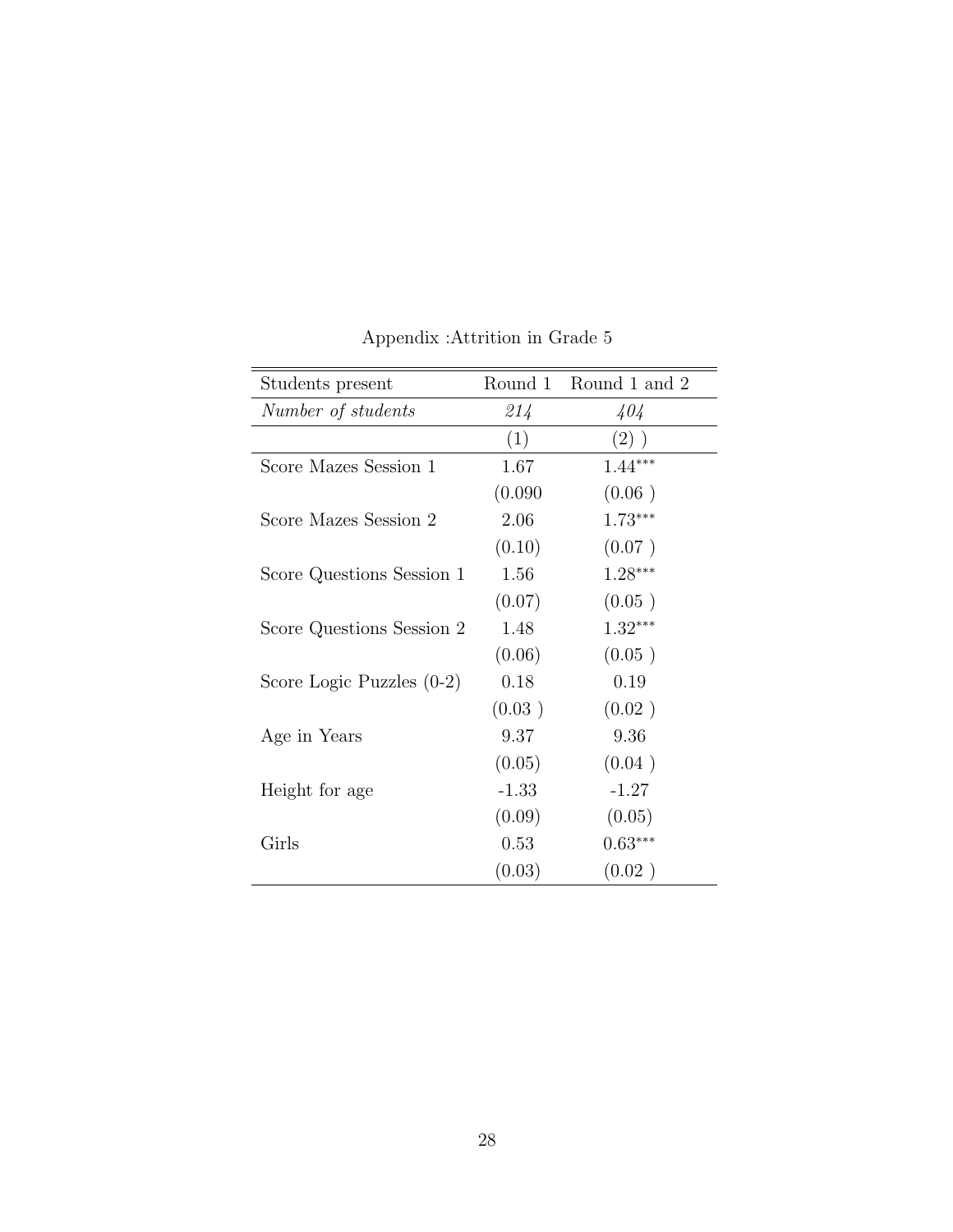Appendix :Attrition in Grade 5

| Students present | Round 1 | Round 1 and 2 |
|---|---|---|
| *Number of students* | *214* | *404* |
| | (1) | (2) ) |
| Score Mazes Session 1 | 1.67 | 1.44*** |
| | (0.090 | (0.06 ) |
| Score Mazes Session 2 | 2.06 | 1.73*** |
| | (0.10) | (0.07 ) |
| Score Questions Session 1 | 1.56 | 1.28*** |
| | (0.07) | (0.05 ) |
| Score Questions Session 2 | 1.48 | 1.32*** |
| | (0.06) | (0.05 ) |
| Score Logic Puzzles (0-2) | 0.18 | 0.19 |
| | (0.03 ) | (0.02 ) |
| Age in Years | 9.37 | 9.36 |
| | (0.05) | (0.04 ) |
| Height for age | -1.33 | -1.27 |
| | (0.09) | (0.05) |
| Girls | 0.53 | 0.63*** |
| | (0.03) | (0.02 ) |